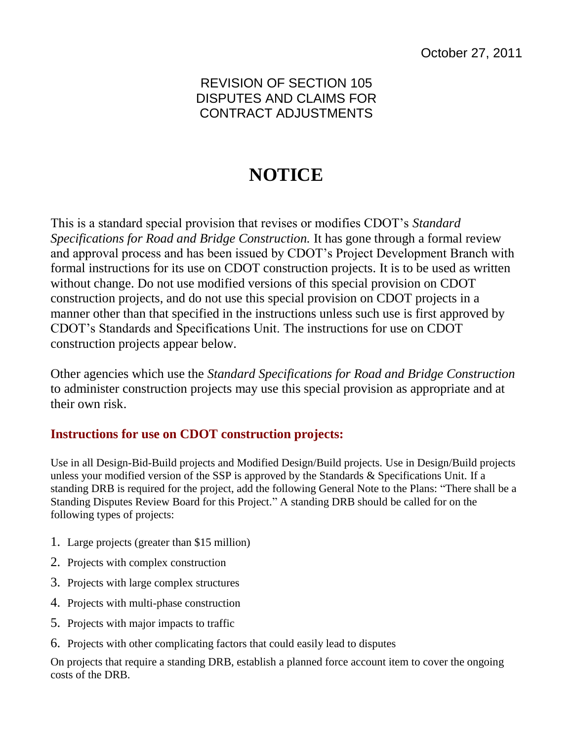October 27, 2011

REVISION OF SECTION 105
DISPUTES AND CLAIMS FOR
CONTRACT ADJUSTMENTS

# NOTICE

This is a standard special provision that revises or modifies CDOT's *Standard Specifications for Road and Bridge Construction.* It has gone through a formal review and approval process and has been issued by CDOT's Project Development Branch with formal instructions for its use on CDOT construction projects. It is to be used as written without change. Do not use modified versions of this special provision on CDOT construction projects, and do not use this special provision on CDOT projects in a manner other than that specified in the instructions unless such use is first approved by CDOT's Standards and Specifications Unit. The instructions for use on CDOT construction projects appear below.

Other agencies which use the *Standard Specifications for Road and Bridge Construction* to administer construction projects may use this special provision as appropriate and at their own risk.

## Instructions for use on CDOT construction projects:

Use in all Design-Bid-Build projects and Modified Design/Build projects. Use in Design/Build projects unless your modified version of the SSP is approved by the Standards & Specifications Unit. If a standing DRB is required for the project, add the following General Note to the Plans: "There shall be a Standing Disputes Review Board for this Project." A standing DRB should be called for on the following types of projects:

1. Large projects (greater than $15 million)
2. Projects with complex construction
3. Projects with large complex structures
4. Projects with multi-phase construction
5. Projects with major impacts to traffic
6. Projects with other complicating factors that could easily lead to disputes

On projects that require a standing DRB, establish a planned force account item to cover the ongoing costs of the DRB.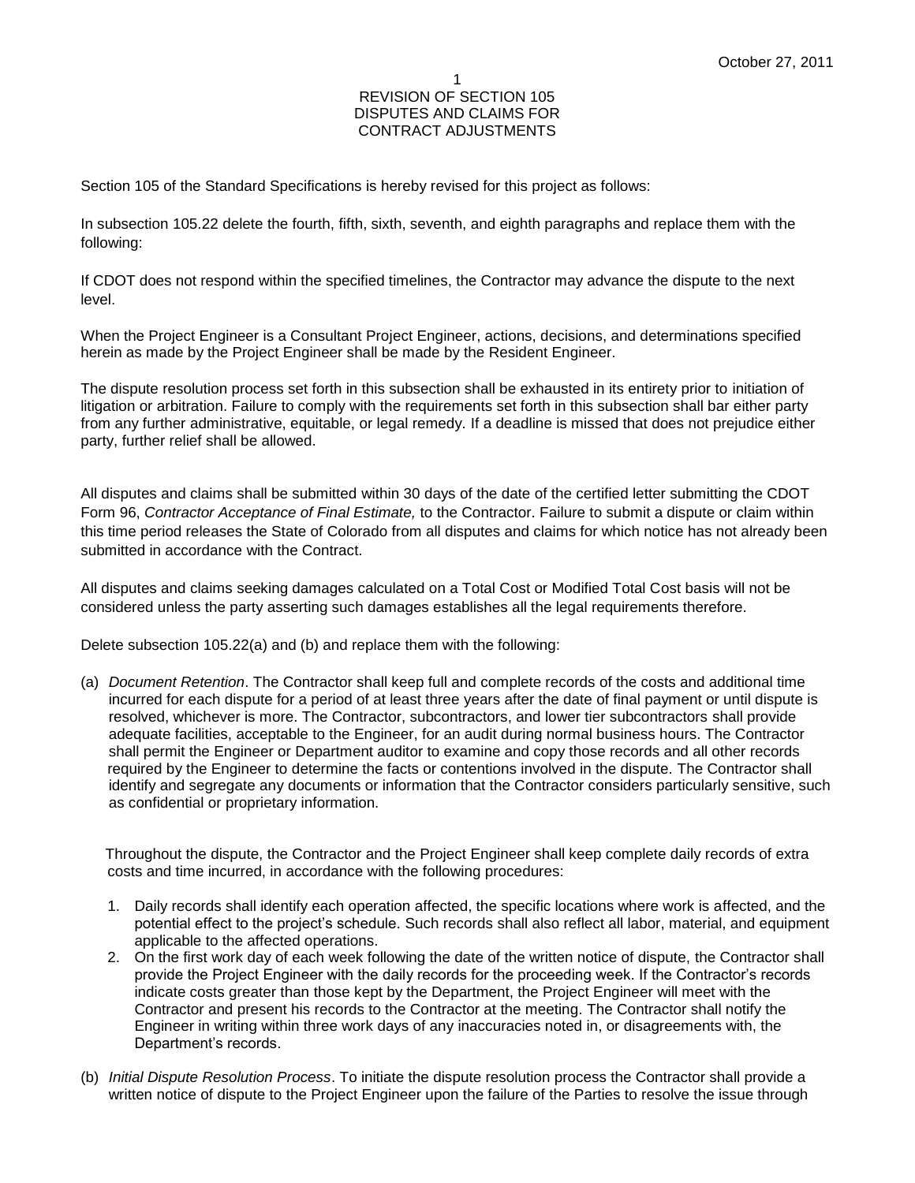October 27, 2011

# REVISION OF SECTION 105
# DISPUTES AND CLAIMS FOR
# CONTRACT ADJUSTMENTS

Section 105 of the Standard Specifications is hereby revised for this project as follows:

In subsection 105.22 delete the fourth, fifth, sixth, seventh, and eighth paragraphs and replace them with the following:

If CDOT does not respond within the specified timelines, the Contractor may advance the dispute to the next level.

When the Project Engineer is a Consultant Project Engineer, actions, decisions, and determinations specified herein as made by the Project Engineer shall be made by the Resident Engineer.

The dispute resolution process set forth in this subsection shall be exhausted in its entirety prior to initiation of litigation or arbitration. Failure to comply with the requirements set forth in this subsection shall bar either party from any further administrative, equitable, or legal remedy. If a deadline is missed that does not prejudice either party, further relief shall be allowed.

All disputes and claims shall be submitted within 30 days of the date of the certified letter submitting the CDOT Form 96, *Contractor Acceptance of Final Estimate,* to the Contractor. Failure to submit a dispute or claim within this time period releases the State of Colorado from all disputes and claims for which notice has not already been submitted in accordance with the Contract.

All disputes and claims seeking damages calculated on a Total Cost or Modified Total Cost basis will not be considered unless the party asserting such damages establishes all the legal requirements therefore.

Delete subsection 105.22(a) and (b) and replace them with the following:

(a) *Document Retention*. The Contractor shall keep full and complete records of the costs and additional time incurred for each dispute for a period of at least three years after the date of final payment or until dispute is resolved, whichever is more. The Contractor, subcontractors, and lower tier subcontractors shall provide adequate facilities, acceptable to the Engineer, for an audit during normal business hours. The Contractor shall permit the Engineer or Department auditor to examine and copy those records and all other records required by the Engineer to determine the facts or contentions involved in the dispute. The Contractor shall identify and segregate any documents or information that the Contractor considers particularly sensitive, such as confidential or proprietary information.

   Throughout the dispute, the Contractor and the Project Engineer shall keep complete daily records of extra costs and time incurred, in accordance with the following procedures:

   1. Daily records shall identify each operation affected, the specific locations where work is affected, and the potential effect to the project's schedule. Such records shall also reflect all labor, material, and equipment applicable to the affected operations.
   2. On the first work day of each week following the date of the written notice of dispute, the Contractor shall provide the Project Engineer with the daily records for the proceeding week. If the Contractor's records indicate costs greater than those kept by the Department, the Project Engineer will meet with the Contractor and present his records to the Contractor at the meeting. The Contractor shall notify the Engineer in writing within three work days of any inaccuracies noted in, or disagreements with, the Department's records.

(b) *Initial Dispute Resolution Process*. To initiate the dispute resolution process the Contractor shall provide a written notice of dispute to the Project Engineer upon the failure of the Parties to resolve the issue through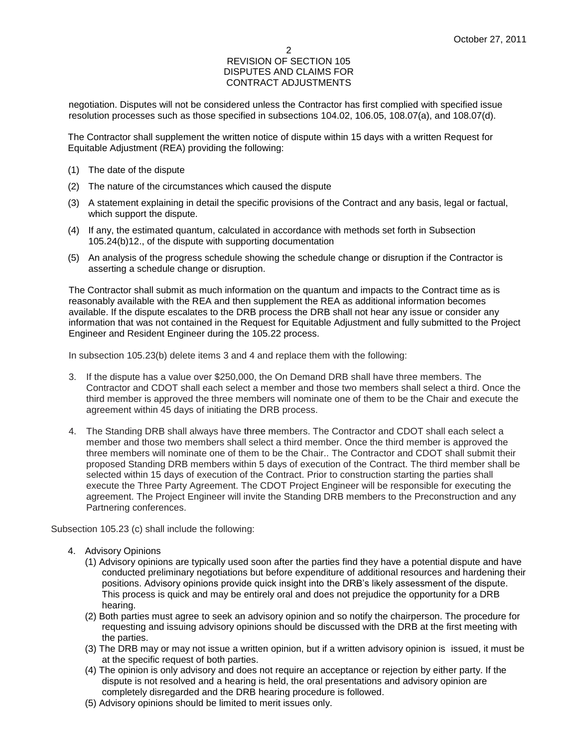negotiation. Disputes will not be considered unless the Contractor has first complied with specified issue resolution processes such as those specified in subsections 104.02, 106.05, 108.07(a), and 108.07(d).

The Contractor shall supplement the written notice of dispute within 15 days with a written Request for Equitable Adjustment (REA) providing the following:

(1) The date of the dispute

(2) The nature of the circumstances which caused the dispute

(3) A statement explaining in detail the specific provisions of the Contract and any basis, legal or factual, which support the dispute.

(4) If any, the estimated quantum, calculated in accordance with methods set forth in Subsection 105.24(b)12., of the dispute with supporting documentation

(5) An analysis of the progress schedule showing the schedule change or disruption if the Contractor is asserting a schedule change or disruption.

The Contractor shall submit as much information on the quantum and impacts to the Contract time as is reasonably available with the REA and then supplement the REA as additional information becomes available. If the dispute escalates to the DRB process the DRB shall not hear any issue or consider any information that was not contained in the Request for Equitable Adjustment and fully submitted to the Project Engineer and Resident Engineer during the 105.22 process.

In subsection 105.23(b) delete items 3 and 4 and replace them with the following:

3. If the dispute has a value over $250,000, the On Demand DRB shall have three members. The Contractor and CDOT shall each select a member and those two members shall select a third. Once the third member is approved the three members will nominate one of them to be the Chair and execute the agreement within 45 days of initiating the DRB process.

4. The Standing DRB shall always have three members. The Contractor and CDOT shall each select a member and those two members shall select a third member. Once the third member is approved the three members will nominate one of them to be the Chair.. The Contractor and CDOT shall submit their proposed Standing DRB members within 5 days of execution of the Contract. The third member shall be selected within 15 days of execution of the Contract. Prior to construction starting the parties shall execute the Three Party Agreement. The CDOT Project Engineer will be responsible for executing the agreement. The Project Engineer will invite the Standing DRB members to the Preconstruction and any Partnering conferences.

Subsection 105.23 (c) shall include the following:

4. Advisory Opinions
   (1) Advisory opinions are typically used soon after the parties find they have a potential dispute and have conducted preliminary negotiations but before expenditure of additional resources and hardening their positions. Advisory opinions provide quick insight into the DRB's likely assessment of the dispute. This process is quick and may be entirely oral and does not prejudice the opportunity for a DRB hearing.
   (2) Both parties must agree to seek an advisory opinion and so notify the chairperson. The procedure for requesting and issuing advisory opinions should be discussed with the DRB at the first meeting with the parties.
   (3) The DRB may or may not issue a written opinion, but if a written advisory opinion is issued, it must be at the specific request of both parties.
   (4) The opinion is only advisory and does not require an acceptance or rejection by either party. If the dispute is not resolved and a hearing is held, the oral presentations and advisory opinion are completely disregarded and the DRB hearing procedure is followed.
   (5) Advisory opinions should be limited to merit issues only.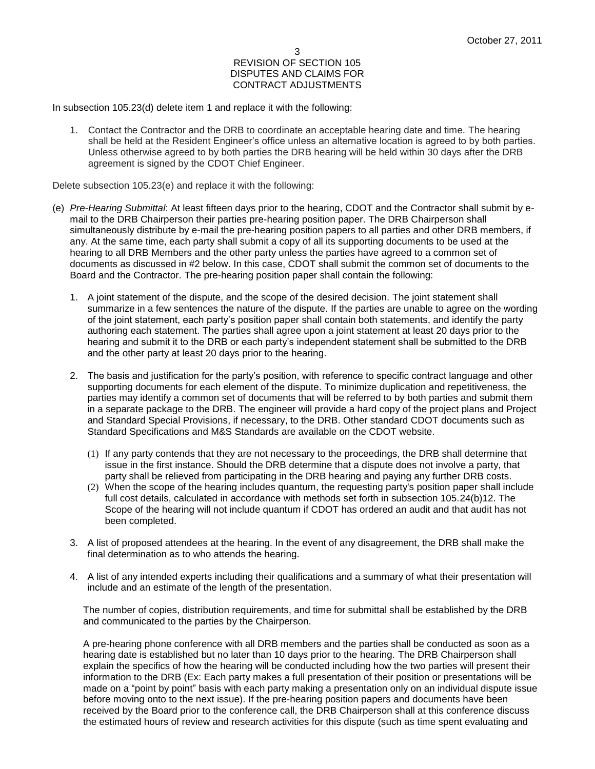In subsection 105.23(d) delete item 1 and replace it with the following:

1. Contact the Contractor and the DRB to coordinate an acceptable hearing date and time. The hearing shall be held at the Resident Engineer's office unless an alternative location is agreed to by both parties. Unless otherwise agreed to by both parties the DRB hearing will be held within 30 days after the DRB agreement is signed by the CDOT Chief Engineer.

Delete subsection 105.23(e) and replace it with the following:

(e) *Pre-Hearing Submittal*: At least fifteen days prior to the hearing, CDOT and the Contractor shall submit by e-mail to the DRB Chairperson their parties pre-hearing position paper. The DRB Chairperson shall simultaneously distribute by e-mail the pre-hearing position papers to all parties and other DRB members, if any. At the same time, each party shall submit a copy of all its supporting documents to be used at the hearing to all DRB Members and the other party unless the parties have agreed to a common set of documents as discussed in #2 below. In this case, CDOT shall submit the common set of documents to the Board and the Contractor. The pre-hearing position paper shall contain the following:

   1. A joint statement of the dispute, and the scope of the desired decision. The joint statement shall summarize in a few sentences the nature of the dispute. If the parties are unable to agree on the wording of the joint statement, each party's position paper shall contain both statements, and identify the party authoring each statement. The parties shall agree upon a joint statement at least 20 days prior to the hearing and submit it to the DRB or each party's independent statement shall be submitted to the DRB and the other party at least 20 days prior to the hearing.

   2. The basis and justification for the party's position, with reference to specific contract language and other supporting documents for each element of the dispute. To minimize duplication and repetitiveness, the parties may identify a common set of documents that will be referred to by both parties and submit them in a separate package to the DRB. The engineer will provide a hard copy of the project plans and Project and Standard Special Provisions, if necessary, to the DRB. Other standard CDOT documents such as Standard Specifications and M&S Standards are available on the CDOT website.

      (1) If any party contends that they are not necessary to the proceedings, the DRB shall determine that issue in the first instance. Should the DRB determine that a dispute does not involve a party, that party shall be relieved from participating in the DRB hearing and paying any further DRB costs.

      (2) When the scope of the hearing includes quantum, the requesting party's position paper shall include full cost details, calculated in accordance with methods set forth in subsection 105.24(b)12. The Scope of the hearing will not include quantum if CDOT has ordered an audit and that audit has not been completed.

   3. A list of proposed attendees at the hearing. In the event of any disagreement, the DRB shall make the final determination as to who attends the hearing.

   4. A list of any intended experts including their qualifications and a summary of what their presentation will include and an estimate of the length of the presentation.

   The number of copies, distribution requirements, and time for submittal shall be established by the DRB and communicated to the parties by the Chairperson.

   A pre-hearing phone conference with all DRB members and the parties shall be conducted as soon as a hearing date is established but no later than 10 days prior to the hearing. The DRB Chairperson shall explain the specifics of how the hearing will be conducted including how the two parties will present their information to the DRB (Ex: Each party makes a full presentation of their position or presentations will be made on a "point by point" basis with each party making a presentation only on an individual dispute issue before moving onto to the next issue). If the pre-hearing position papers and documents have been received by the Board prior to the conference call, the DRB Chairperson shall at this conference discuss the estimated hours of review and research activities for this dispute (such as time spent evaluating and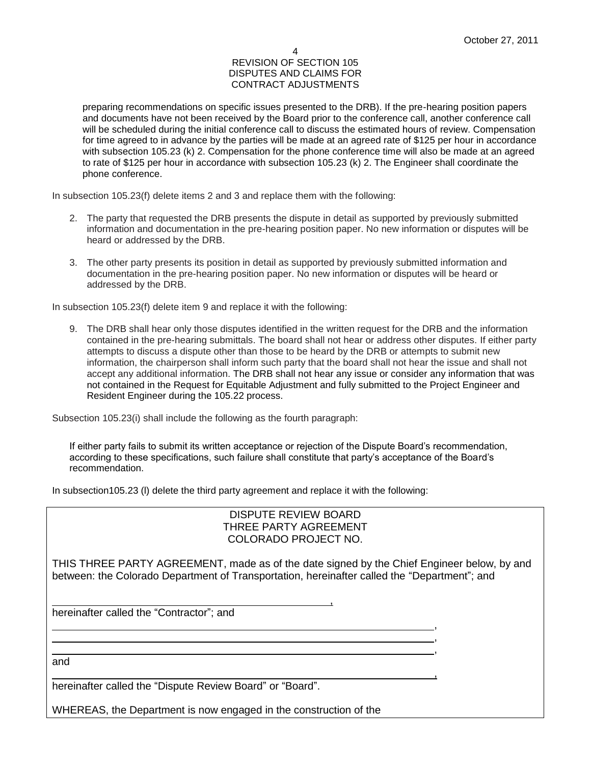preparing recommendations on specific issues presented to the DRB). If the pre-hearing position papers and documents have not been received by the Board prior to the conference call, another conference call will be scheduled during the initial conference call to discuss the estimated hours of review. Compensation for time agreed to in advance by the parties will be made at an agreed rate of $125 per hour in accordance with subsection 105.23 (k) 2. Compensation for the phone conference time will also be made at an agreed to rate of $125 per hour in accordance with subsection 105.23 (k) 2. The Engineer shall coordinate the phone conference.

In subsection 105.23(f) delete items 2 and 3 and replace them with the following:

2. The party that requested the DRB presents the dispute in detail as supported by previously submitted information and documentation in the pre-hearing position paper. No new information or disputes will be heard or addressed by the DRB.

3. The other party presents its position in detail as supported by previously submitted information and documentation in the pre-hearing position paper. No new information or disputes will be heard or addressed by the DRB.

In subsection 105.23(f) delete item 9 and replace it with the following:

9. The DRB shall hear only those disputes identified in the written request for the DRB and the information contained in the pre-hearing submittals. The board shall not hear or address other disputes. If either party attempts to discuss a dispute other than those to be heard by the DRB or attempts to submit new information, the chairperson shall inform such party that the board shall not hear the issue and shall not accept any additional information. The DRB shall not hear any issue or consider any information that was not contained in the Request for Equitable Adjustment and fully submitted to the Project Engineer and Resident Engineer during the 105.22 process.

Subsection 105.23(i) shall include the following as the fourth paragraph:

If either party fails to submit its written acceptance or rejection of the Dispute Board's recommendation, according to these specifications, such failure shall constitute that party's acceptance of the Board's recommendation.

In subsection105.23 (l) delete the third party agreement and replace it with the following:

DISPUTE REVIEW BOARD
THREE PARTY AGREEMENT
COLORADO PROJECT NO.

THIS THREE PARTY AGREEMENT, made as of the date signed by the Chief Engineer below, by and between: the Colorado Department of Transportation, hereinafter called the "Department"; and

______________________________________________,
hereinafter called the "Contractor"; and

_________________________________________________________________,
_________________________________________________________________,
_________________________________________________________________,
and
_________________________________________________________________,
hereinafter called the "Dispute Review Board" or "Board".

WHEREAS, the Department is now engaged in the construction of the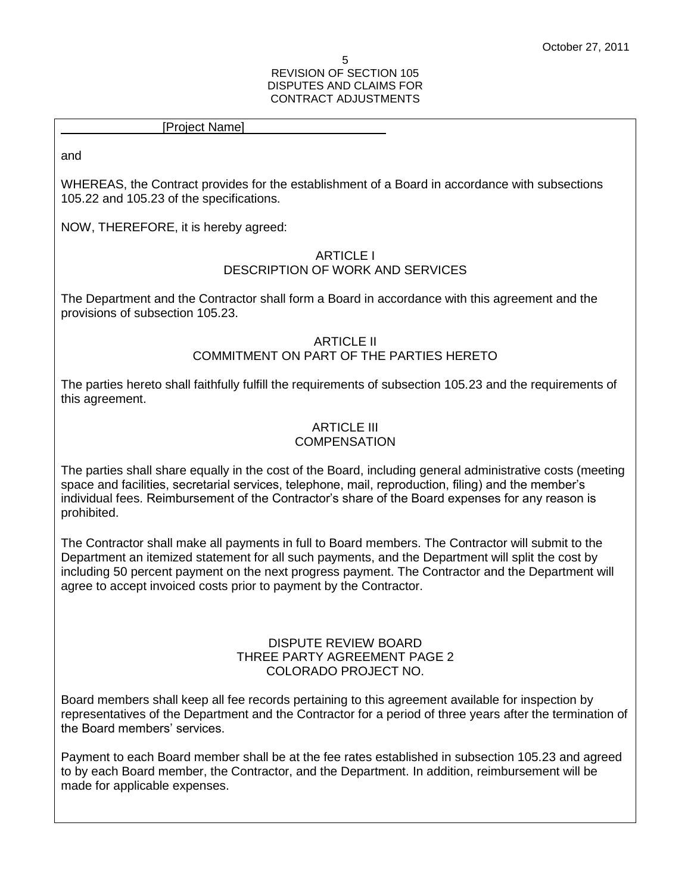[Project Name]

and

WHEREAS, the Contract provides for the establishment of a Board in accordance with subsections 105.22 and 105.23 of the specifications.

NOW, THEREFORE, it is hereby agreed:

## ARTICLE I
## DESCRIPTION OF WORK AND SERVICES

The Department and the Contractor shall form a Board in accordance with this agreement and the provisions of subsection 105.23.

## ARTICLE II
## COMMITMENT ON PART OF THE PARTIES HERETO

The parties hereto shall faithfully fulfill the requirements of subsection 105.23 and the requirements of this agreement.

## ARTICLE III
## COMPENSATION

The parties shall share equally in the cost of the Board, including general administrative costs (meeting space and facilities, secretarial services, telephone, mail, reproduction, filing) and the member's individual fees. Reimbursement of the Contractor's share of the Board expenses for any reason is prohibited.

The Contractor shall make all payments in full to Board members. The Contractor will submit to the Department an itemized statement for all such payments, and the Department will split the cost by including 50 percent payment on the next progress payment. The Contractor and the Department will agree to accept invoiced costs prior to payment by the Contractor.

DISPUTE REVIEW BOARD
THREE PARTY AGREEMENT PAGE 2
COLORADO PROJECT NO.

Board members shall keep all fee records pertaining to this agreement available for inspection by representatives of the Department and the Contractor for a period of three years after the termination of the Board members' services.

Payment to each Board member shall be at the fee rates established in subsection 105.23 and agreed to by each Board member, the Contractor, and the Department. In addition, reimbursement will be made for applicable expenses.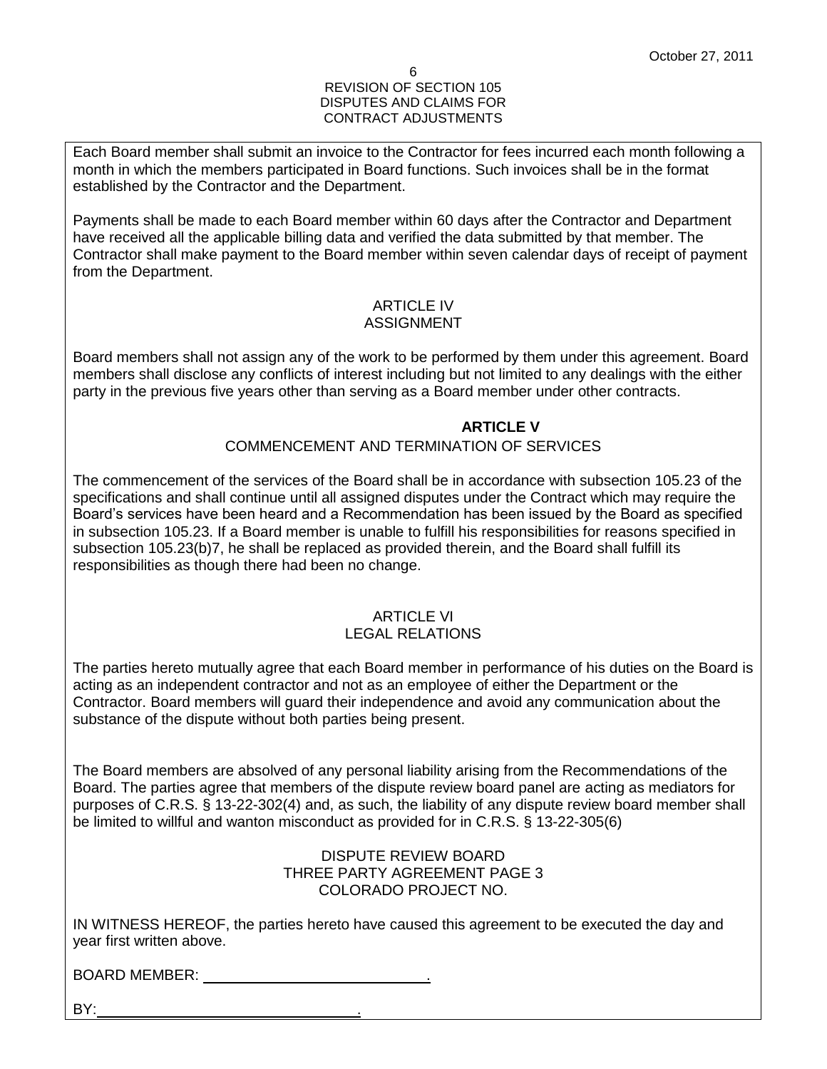Each Board member shall submit an invoice to the Contractor for fees incurred each month following a month in which the members participated in Board functions. Such invoices shall be in the format established by the Contractor and the Department.

Payments shall be made to each Board member within 60 days after the Contractor and Department have received all the applicable billing data and verified the data submitted by that member. The Contractor shall make payment to the Board member within seven calendar days of receipt of payment from the Department.

## ARTICLE IV
## ASSIGNMENT

Board members shall not assign any of the work to be performed by them under this agreement. Board members shall disclose any conflicts of interest including but not limited to any dealings with the either party in the previous five years other than serving as a Board member under other contracts.

## **ARTICLE V**
## COMMENCEMENT AND TERMINATION OF SERVICES

The commencement of the services of the Board shall be in accordance with subsection 105.23 of the specifications and shall continue until all assigned disputes under the Contract which may require the Board's services have been heard and a Recommendation has been issued by the Board as specified in subsection 105.23. If a Board member is unable to fulfill his responsibilities for reasons specified in subsection 105.23(b)7, he shall be replaced as provided therein, and the Board shall fulfill its responsibilities as though there had been no change.

## ARTICLE VI
## LEGAL RELATIONS

The parties hereto mutually agree that each Board member in performance of his duties on the Board is acting as an independent contractor and not as an employee of either the Department or the Contractor. Board members will guard their independence and avoid any communication about the substance of the dispute without both parties being present.

The Board members are absolved of any personal liability arising from the Recommendations of the Board. The parties agree that members of the dispute review board panel are acting as mediators for purposes of C.R.S. § 13-22-302(4) and, as such, the liability of any dispute review board member shall be limited to willful and wanton misconduct as provided for in C.R.S. § 13-22-305(6)

DISPUTE REVIEW BOARD
THREE PARTY AGREEMENT PAGE 3
COLORADO PROJECT NO.

IN WITNESS HEREOF, the parties hereto have caused this agreement to be executed the day and year first written above.

BOARD MEMBER: ____________________________.

BY: ________________________________.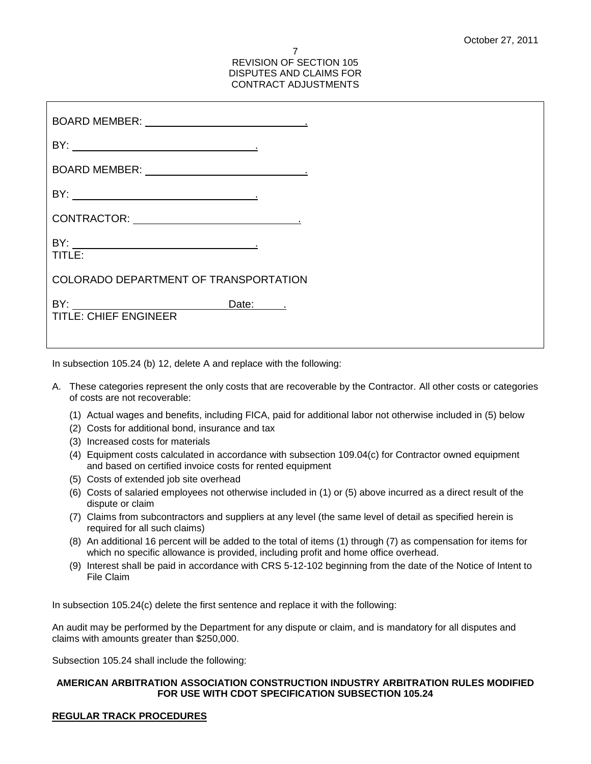BOARD MEMBER: ______________________________.

BY: ______________________________.

BOARD MEMBER: ______________________________.

BY: ______________________________.

CONTRACTOR: ______________________________.

BY: ______________________________.
TITLE:

COLORADO DEPARTMENT OF TRANSPORTATION

BY: ______________________________ Date: ______.
TITLE: CHIEF ENGINEER

In subsection 105.24 (b) 12, delete A and replace with the following:

A. These categories represent the only costs that are recoverable by the Contractor. All other costs or categories of costs are not recoverable:

   (1) Actual wages and benefits, including FICA, paid for additional labor not otherwise included in (5) below
   (2) Costs for additional bond, insurance and tax
   (3) Increased costs for materials
   (4) Equipment costs calculated in accordance with subsection 109.04(c) for Contractor owned equipment and based on certified invoice costs for rented equipment
   (5) Costs of extended job site overhead
   (6) Costs of salaried employees not otherwise included in (1) or (5) above incurred as a direct result of the dispute or claim
   (7) Claims from subcontractors and suppliers at any level (the same level of detail as specified herein is required for all such claims)
   (8) An additional 16 percent will be added to the total of items (1) through (7) as compensation for items for which no specific allowance is provided, including profit and home office overhead.
   (9) Interest shall be paid in accordance with CRS 5-12-102 beginning from the date of the Notice of Intent to File Claim

In subsection 105.24(c) delete the first sentence and replace it with the following:

An audit may be performed by the Department for any dispute or claim, and is mandatory for all disputes and claims with amounts greater than $250,000.

Subsection 105.24 shall include the following:

**AMERICAN ARBITRATION ASSOCIATION CONSTRUCTION INDUSTRY ARBITRATION RULES MODIFIED FOR USE WITH CDOT SPECIFICATION SUBSECTION 105.24**

**REGULAR TRACK PROCEDURES**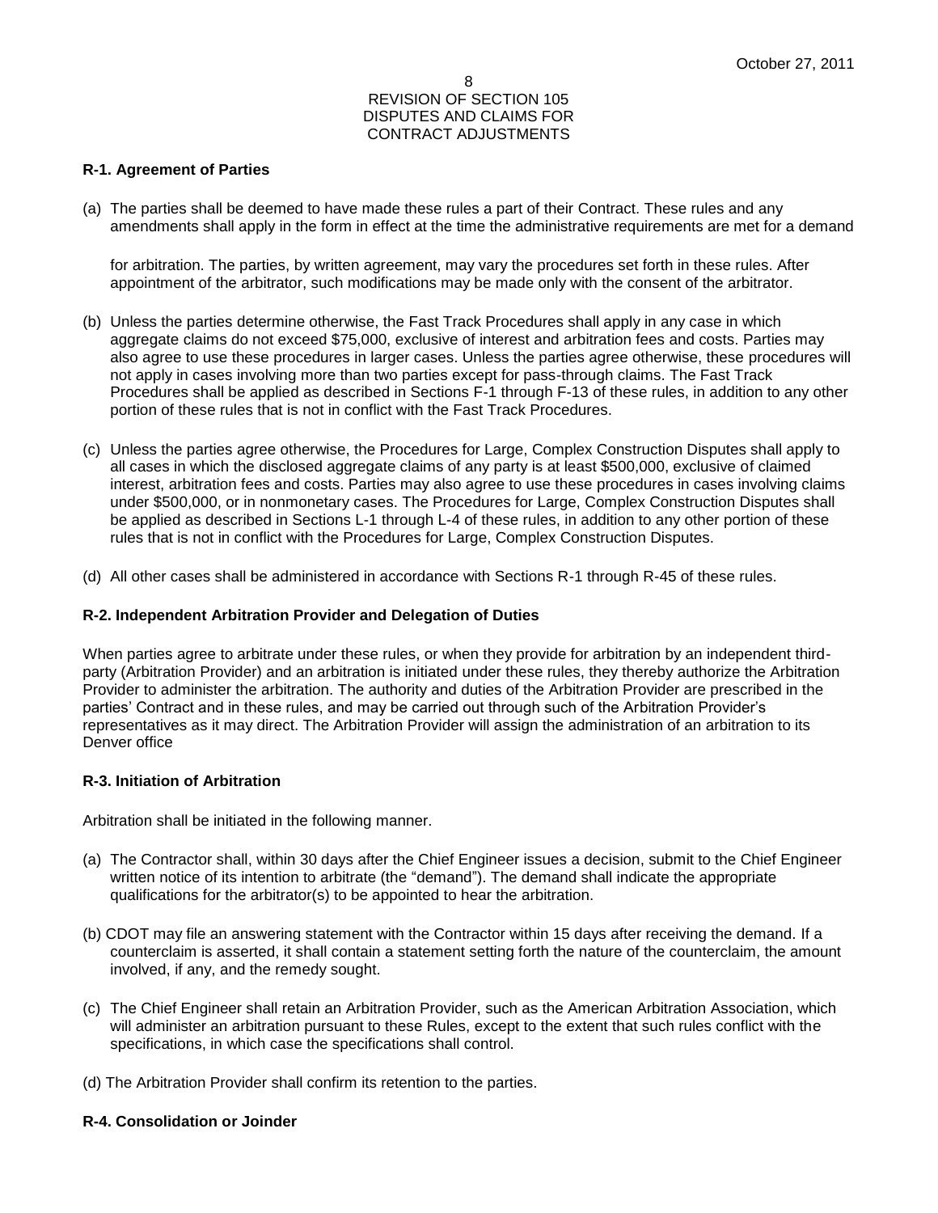**R-1. Agreement of Parties**

(a) The parties shall be deemed to have made these rules a part of their Contract. These rules and any amendments shall apply in the form in effect at the time the administrative requirements are met for a demand

for arbitration. The parties, by written agreement, may vary the procedures set forth in these rules. After appointment of the arbitrator, such modifications may be made only with the consent of the arbitrator.

(b) Unless the parties determine otherwise, the Fast Track Procedures shall apply in any case in which aggregate claims do not exceed $75,000, exclusive of interest and arbitration fees and costs. Parties may also agree to use these procedures in larger cases. Unless the parties agree otherwise, these procedures will not apply in cases involving more than two parties except for pass-through claims. The Fast Track Procedures shall be applied as described in Sections F-1 through F-13 of these rules, in addition to any other portion of these rules that is not in conflict with the Fast Track Procedures.

(c) Unless the parties agree otherwise, the Procedures for Large, Complex Construction Disputes shall apply to all cases in which the disclosed aggregate claims of any party is at least $500,000, exclusive of claimed interest, arbitration fees and costs. Parties may also agree to use these procedures in cases involving claims under $500,000, or in nonmonetary cases. The Procedures for Large, Complex Construction Disputes shall be applied as described in Sections L-1 through L-4 of these rules, in addition to any other portion of these rules that is not in conflict with the Procedures for Large, Complex Construction Disputes.

(d) All other cases shall be administered in accordance with Sections R-1 through R-45 of these rules.

**R-2. Independent Arbitration Provider and Delegation of Duties**

When parties agree to arbitrate under these rules, or when they provide for arbitration by an independent third-party (Arbitration Provider) and an arbitration is initiated under these rules, they thereby authorize the Arbitration Provider to administer the arbitration. The authority and duties of the Arbitration Provider are prescribed in the parties' Contract and in these rules, and may be carried out through such of the Arbitration Provider's representatives as it may direct. The Arbitration Provider will assign the administration of an arbitration to its Denver office

**R-3. Initiation of Arbitration**

Arbitration shall be initiated in the following manner.

(a) The Contractor shall, within 30 days after the Chief Engineer issues a decision, submit to the Chief Engineer written notice of its intention to arbitrate (the "demand"). The demand shall indicate the appropriate qualifications for the arbitrator(s) to be appointed to hear the arbitration.

(b) CDOT may file an answering statement with the Contractor within 15 days after receiving the demand. If a counterclaim is asserted, it shall contain a statement setting forth the nature of the counterclaim, the amount involved, if any, and the remedy sought.

(c) The Chief Engineer shall retain an Arbitration Provider, such as the American Arbitration Association, which will administer an arbitration pursuant to these Rules, except to the extent that such rules conflict with the specifications, in which case the specifications shall control.

(d) The Arbitration Provider shall confirm its retention to the parties.

**R-4. Consolidation or Joinder**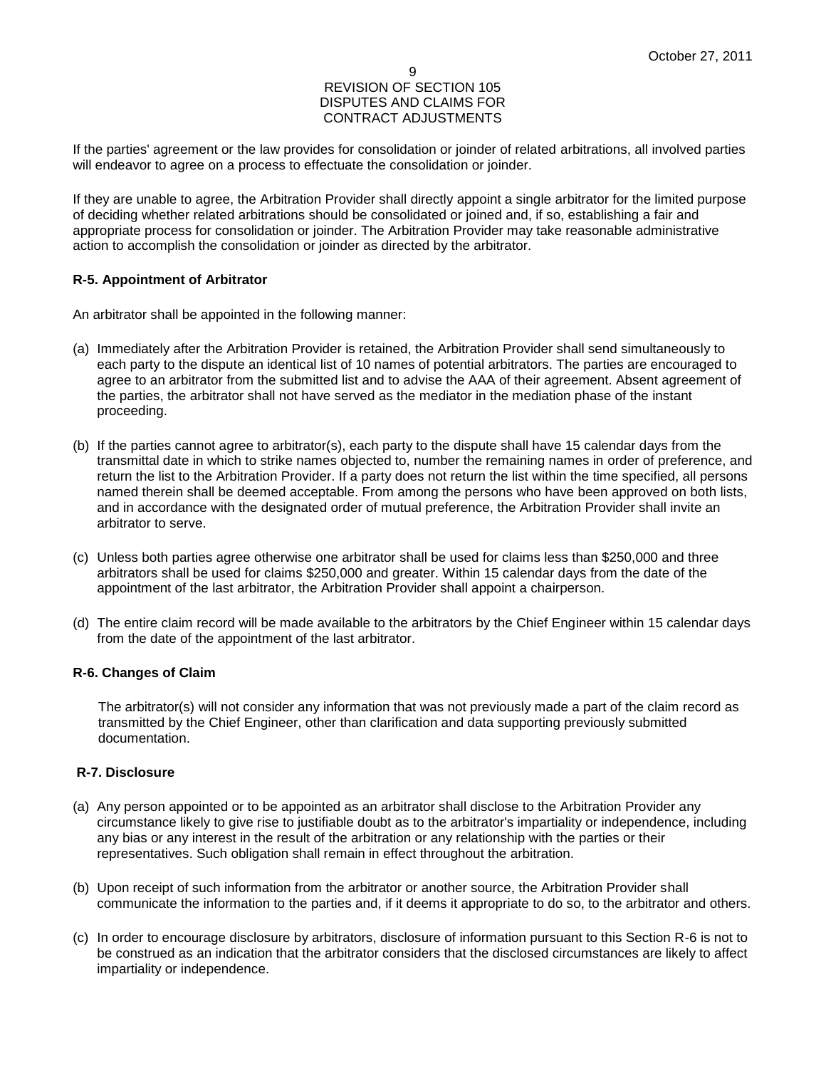If the parties' agreement or the law provides for consolidation or joinder of related arbitrations, all involved parties will endeavor to agree on a process to effectuate the consolidation or joinder.

If they are unable to agree, the Arbitration Provider shall directly appoint a single arbitrator for the limited purpose of deciding whether related arbitrations should be consolidated or joined and, if so, establishing a fair and appropriate process for consolidation or joinder. The Arbitration Provider may take reasonable administrative action to accomplish the consolidation or joinder as directed by the arbitrator.

**R-5. Appointment of Arbitrator**

An arbitrator shall be appointed in the following manner:

(a) Immediately after the Arbitration Provider is retained, the Arbitration Provider shall send simultaneously to each party to the dispute an identical list of 10 names of potential arbitrators. The parties are encouraged to agree to an arbitrator from the submitted list and to advise the AAA of their agreement. Absent agreement of the parties, the arbitrator shall not have served as the mediator in the mediation phase of the instant proceeding.

(b) If the parties cannot agree to arbitrator(s), each party to the dispute shall have 15 calendar days from the transmittal date in which to strike names objected to, number the remaining names in order of preference, and return the list to the Arbitration Provider. If a party does not return the list within the time specified, all persons named therein shall be deemed acceptable. From among the persons who have been approved on both lists, and in accordance with the designated order of mutual preference, the Arbitration Provider shall invite an arbitrator to serve.

(c) Unless both parties agree otherwise one arbitrator shall be used for claims less than $250,000 and three arbitrators shall be used for claims $250,000 and greater. Within 15 calendar days from the date of the appointment of the last arbitrator, the Arbitration Provider shall appoint a chairperson.

(d) The entire claim record will be made available to the arbitrators by the Chief Engineer within 15 calendar days from the date of the appointment of the last arbitrator.

**R-6. Changes of Claim**

The arbitrator(s) will not consider any information that was not previously made a part of the claim record as transmitted by the Chief Engineer, other than clarification and data supporting previously submitted documentation.

**R-7. Disclosure**

(a) Any person appointed or to be appointed as an arbitrator shall disclose to the Arbitration Provider any circumstance likely to give rise to justifiable doubt as to the arbitrator's impartiality or independence, including any bias or any interest in the result of the arbitration or any relationship with the parties or their representatives. Such obligation shall remain in effect throughout the arbitration.

(b) Upon receipt of such information from the arbitrator or another source, the Arbitration Provider shall communicate the information to the parties and, if it deems it appropriate to do so, to the arbitrator and others.

(c) In order to encourage disclosure by arbitrators, disclosure of information pursuant to this Section R-6 is not to be construed as an indication that the arbitrator considers that the disclosed circumstances are likely to affect impartiality or independence.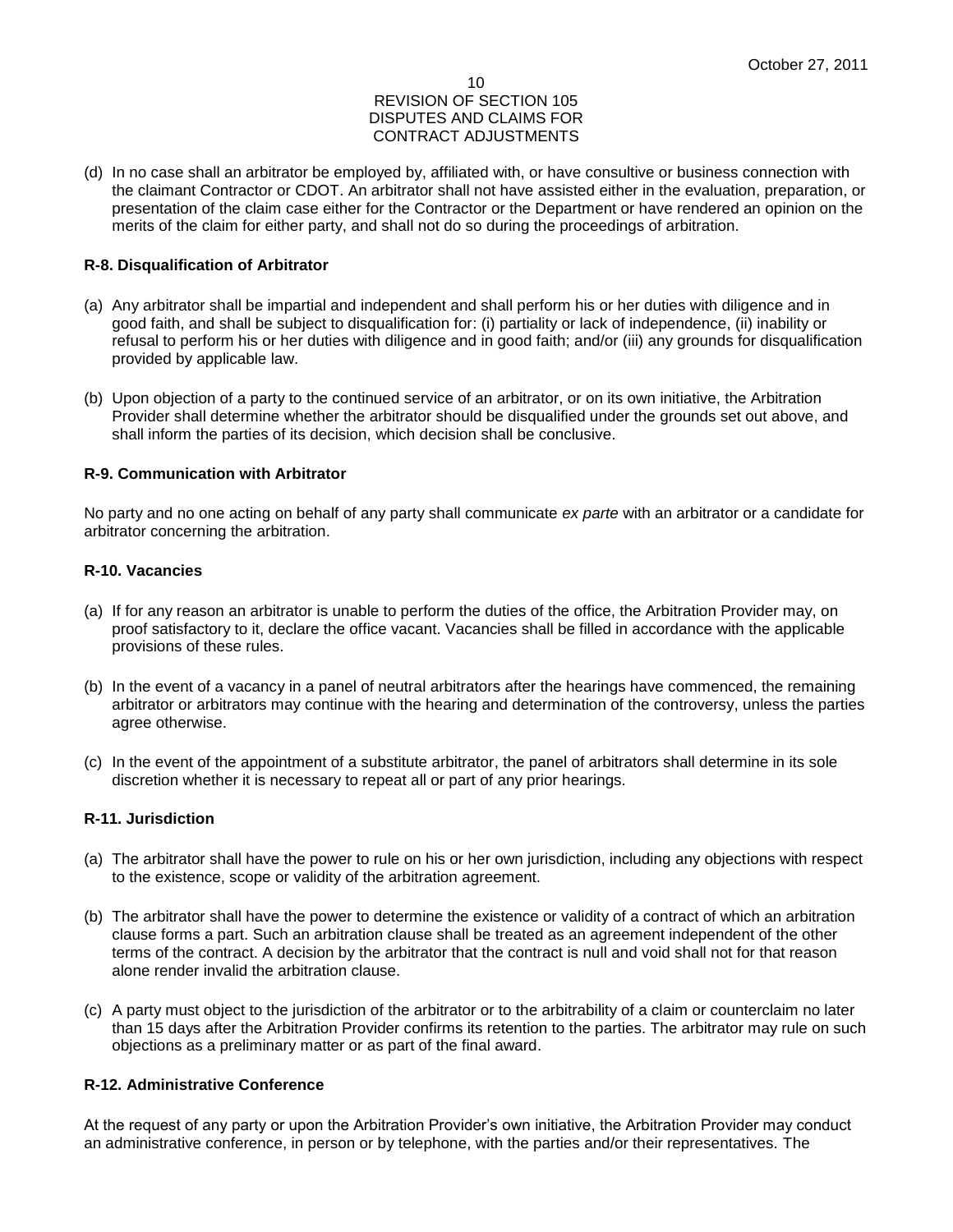(d) In no case shall an arbitrator be employed by, affiliated with, or have consultive or business connection with the claimant Contractor or CDOT. An arbitrator shall not have assisted either in the evaluation, preparation, or presentation of the claim case either for the Contractor or the Department or have rendered an opinion on the merits of the claim for either party, and shall not do so during the proceedings of arbitration.

**R-8. Disqualification of Arbitrator**

(a) Any arbitrator shall be impartial and independent and shall perform his or her duties with diligence and in good faith, and shall be subject to disqualification for: (i) partiality or lack of independence, (ii) inability or refusal to perform his or her duties with diligence and in good faith; and/or (iii) any grounds for disqualification provided by applicable law.

(b) Upon objection of a party to the continued service of an arbitrator, or on its own initiative, the Arbitration Provider shall determine whether the arbitrator should be disqualified under the grounds set out above, and shall inform the parties of its decision, which decision shall be conclusive.

**R-9. Communication with Arbitrator**

No party and no one acting on behalf of any party shall communicate *ex parte* with an arbitrator or a candidate for arbitrator concerning the arbitration.

**R-10. Vacancies**

(a) If for any reason an arbitrator is unable to perform the duties of the office, the Arbitration Provider may, on proof satisfactory to it, declare the office vacant. Vacancies shall be filled in accordance with the applicable provisions of these rules.

(b) In the event of a vacancy in a panel of neutral arbitrators after the hearings have commenced, the remaining arbitrator or arbitrators may continue with the hearing and determination of the controversy, unless the parties agree otherwise.

(c) In the event of the appointment of a substitute arbitrator, the panel of arbitrators shall determine in its sole discretion whether it is necessary to repeat all or part of any prior hearings.

**R-11. Jurisdiction**

(a) The arbitrator shall have the power to rule on his or her own jurisdiction, including any objections with respect to the existence, scope or validity of the arbitration agreement.

(b) The arbitrator shall have the power to determine the existence or validity of a contract of which an arbitration clause forms a part. Such an arbitration clause shall be treated as an agreement independent of the other terms of the contract. A decision by the arbitrator that the contract is null and void shall not for that reason alone render invalid the arbitration clause.

(c) A party must object to the jurisdiction of the arbitrator or to the arbitrability of a claim or counterclaim no later than 15 days after the Arbitration Provider confirms its retention to the parties. The arbitrator may rule on such objections as a preliminary matter or as part of the final award.

**R-12. Administrative Conference**

At the request of any party or upon the Arbitration Provider's own initiative, the Arbitration Provider may conduct an administrative conference, in person or by telephone, with the parties and/or their representatives. The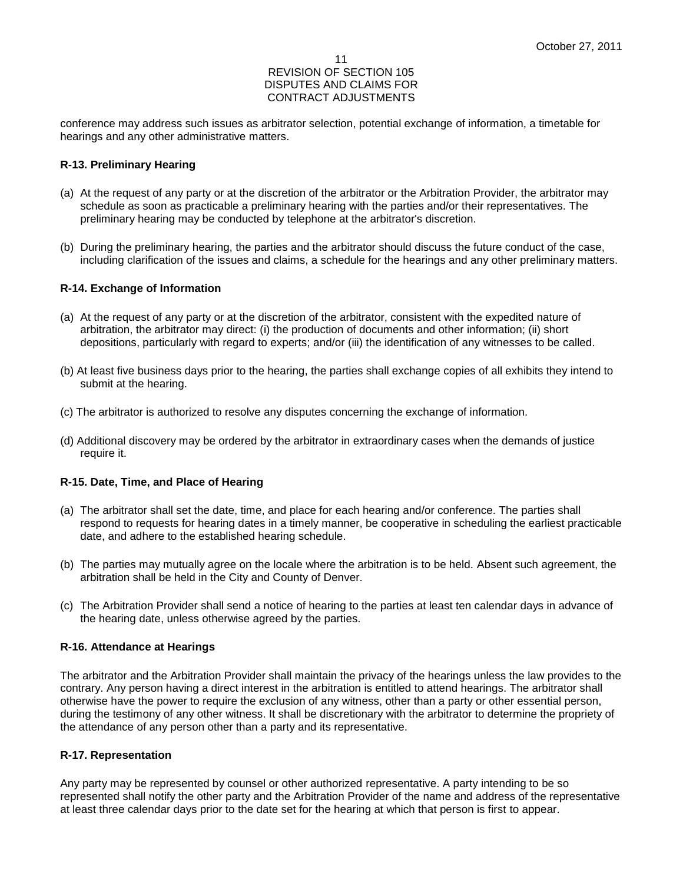conference may address such issues as arbitrator selection, potential exchange of information, a timetable for hearings and any other administrative matters.

**R-13. Preliminary Hearing**

(a) At the request of any party or at the discretion of the arbitrator or the Arbitration Provider, the arbitrator may schedule as soon as practicable a preliminary hearing with the parties and/or their representatives. The preliminary hearing may be conducted by telephone at the arbitrator's discretion.

(b) During the preliminary hearing, the parties and the arbitrator should discuss the future conduct of the case, including clarification of the issues and claims, a schedule for the hearings and any other preliminary matters.

**R-14. Exchange of Information**

(a) At the request of any party or at the discretion of the arbitrator, consistent with the expedited nature of arbitration, the arbitrator may direct: (i) the production of documents and other information; (ii) short depositions, particularly with regard to experts; and/or (iii) the identification of any witnesses to be called.

(b) At least five business days prior to the hearing, the parties shall exchange copies of all exhibits they intend to submit at the hearing.

(c) The arbitrator is authorized to resolve any disputes concerning the exchange of information.

(d) Additional discovery may be ordered by the arbitrator in extraordinary cases when the demands of justice require it.

**R-15. Date, Time, and Place of Hearing**

(a) The arbitrator shall set the date, time, and place for each hearing and/or conference. The parties shall respond to requests for hearing dates in a timely manner, be cooperative in scheduling the earliest practicable date, and adhere to the established hearing schedule.

(b) The parties may mutually agree on the locale where the arbitration is to be held. Absent such agreement, the arbitration shall be held in the City and County of Denver.

(c) The Arbitration Provider shall send a notice of hearing to the parties at least ten calendar days in advance of the hearing date, unless otherwise agreed by the parties.

**R-16. Attendance at Hearings**

The arbitrator and the Arbitration Provider shall maintain the privacy of the hearings unless the law provides to the contrary. Any person having a direct interest in the arbitration is entitled to attend hearings. The arbitrator shall otherwise have the power to require the exclusion of any witness, other than a party or other essential person, during the testimony of any other witness. It shall be discretionary with the arbitrator to determine the propriety of the attendance of any person other than a party and its representative.

**R-17. Representation**

Any party may be represented by counsel or other authorized representative. A party intending to be so represented shall notify the other party and the Arbitration Provider of the name and address of the representative at least three calendar days prior to the date set for the hearing at which that person is first to appear.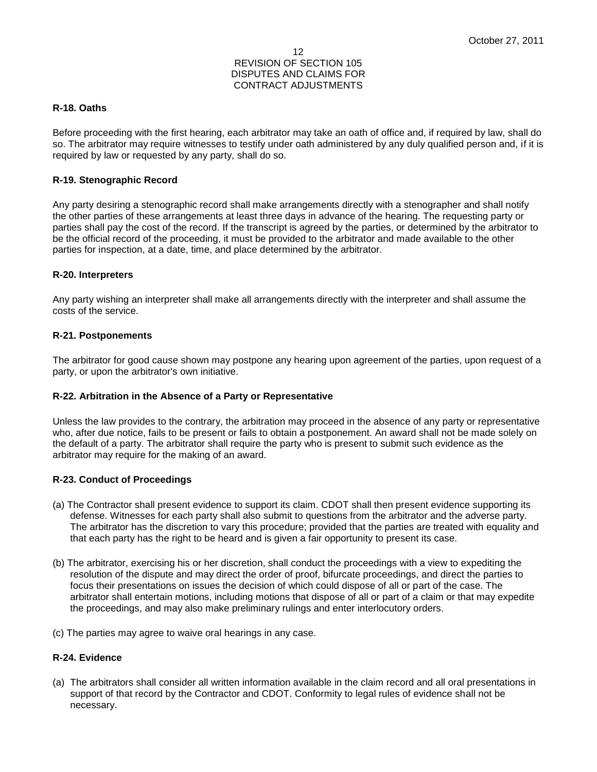### R-18. Oaths

Before proceeding with the first hearing, each arbitrator may take an oath of office and, if required by law, shall do so. The arbitrator may require witnesses to testify under oath administered by any duly qualified person and, if it is required by law or requested by any party, shall do so.

### R-19. Stenographic Record

Any party desiring a stenographic record shall make arrangements directly with a stenographer and shall notify the other parties of these arrangements at least three days in advance of the hearing. The requesting party or parties shall pay the cost of the record. If the transcript is agreed by the parties, or determined by the arbitrator to be the official record of the proceeding, it must be provided to the arbitrator and made available to the other parties for inspection, at a date, time, and place determined by the arbitrator.

### R-20. Interpreters

Any party wishing an interpreter shall make all arrangements directly with the interpreter and shall assume the costs of the service.

### R-21. Postponements

The arbitrator for good cause shown may postpone any hearing upon agreement of the parties, upon request of a party, or upon the arbitrator's own initiative.

### R-22. Arbitration in the Absence of a Party or Representative

Unless the law provides to the contrary, the arbitration may proceed in the absence of any party or representative who, after due notice, fails to be present or fails to obtain a postponement. An award shall not be made solely on the default of a party. The arbitrator shall require the party who is present to submit such evidence as the arbitrator may require for the making of an award.

### R-23. Conduct of Proceedings

(a) The Contractor shall present evidence to support its claim. CDOT shall then present evidence supporting its defense. Witnesses for each party shall also submit to questions from the arbitrator and the adverse party. The arbitrator has the discretion to vary this procedure; provided that the parties are treated with equality and that each party has the right to be heard and is given a fair opportunity to present its case.

(b) The arbitrator, exercising his or her discretion, shall conduct the proceedings with a view to expediting the resolution of the dispute and may direct the order of proof, bifurcate proceedings, and direct the parties to focus their presentations on issues the decision of which could dispose of all or part of the case. The arbitrator shall entertain motions, including motions that dispose of all or part of a claim or that may expedite the proceedings, and may also make preliminary rulings and enter interlocutory orders.

(c) The parties may agree to waive oral hearings in any case.

### R-24. Evidence

(a) The arbitrators shall consider all written information available in the claim record and all oral presentations in support of that record by the Contractor and CDOT. Conformity to legal rules of evidence shall not be necessary.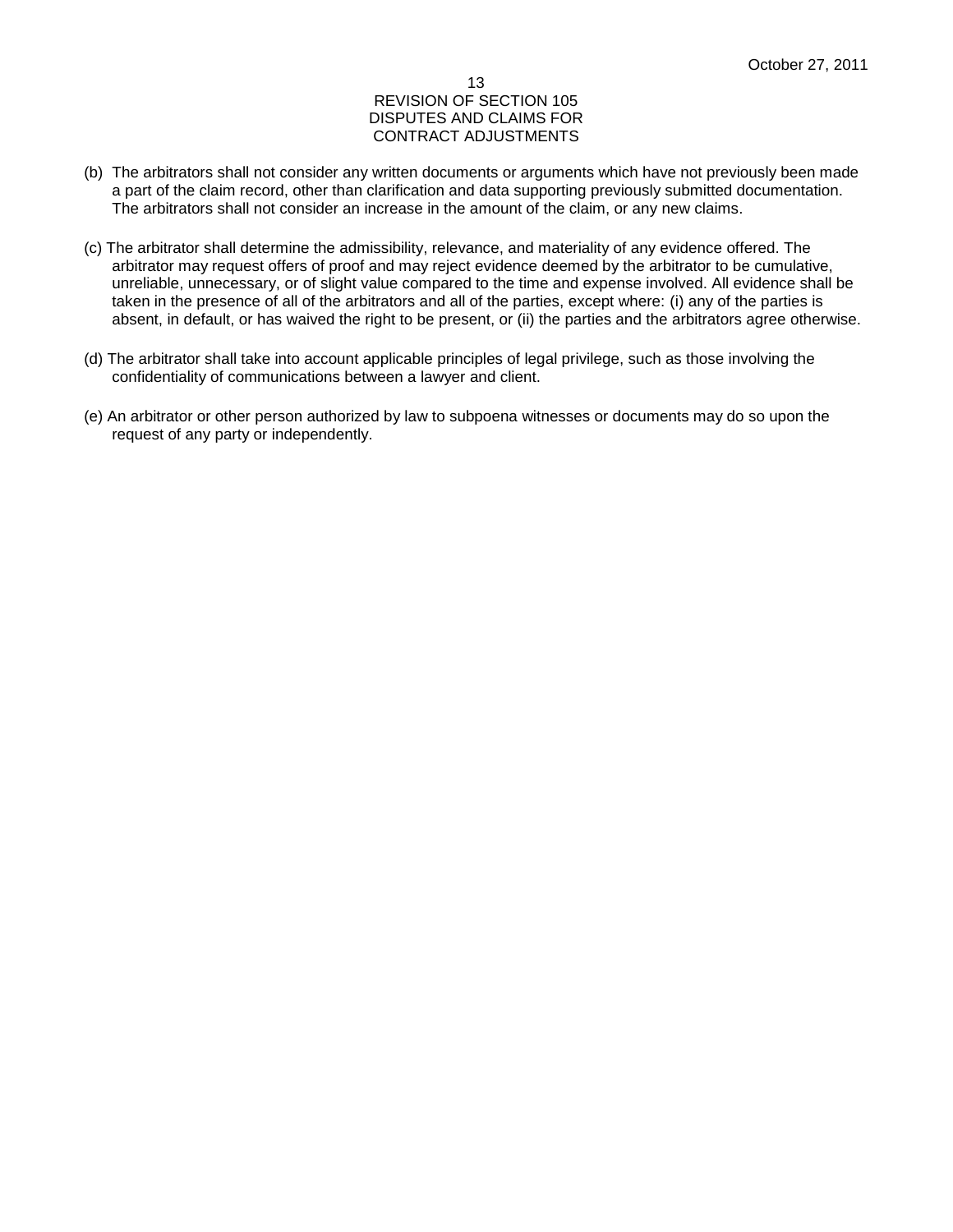(b) The arbitrators shall not consider any written documents or arguments which have not previously been made a part of the claim record, other than clarification and data supporting previously submitted documentation. The arbitrators shall not consider an increase in the amount of the claim, or any new claims.

(c) The arbitrator shall determine the admissibility, relevance, and materiality of any evidence offered. The arbitrator may request offers of proof and may reject evidence deemed by the arbitrator to be cumulative, unreliable, unnecessary, or of slight value compared to the time and expense involved. All evidence shall be taken in the presence of all of the arbitrators and all of the parties, except where: (i) any of the parties is absent, in default, or has waived the right to be present, or (ii) the parties and the arbitrators agree otherwise.

(d) The arbitrator shall take into account applicable principles of legal privilege, such as those involving the confidentiality of communications between a lawyer and client.

(e) An arbitrator or other person authorized by law to subpoena witnesses or documents may do so upon the request of any party or independently.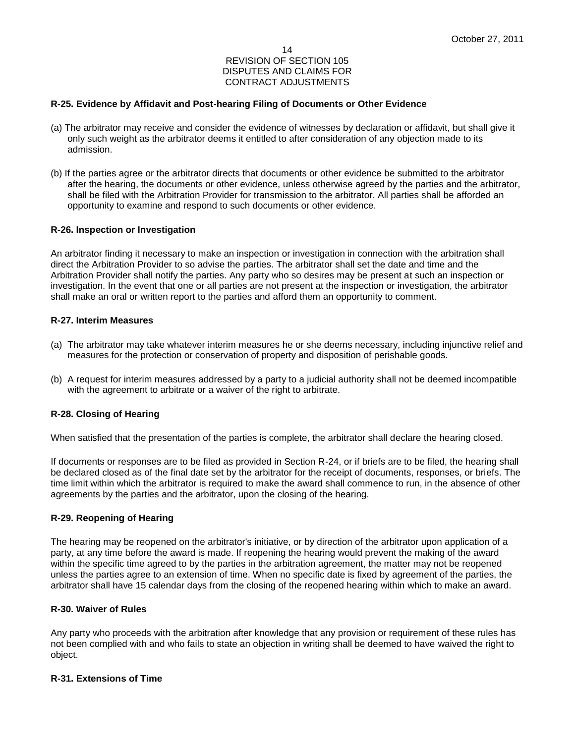### R-25. Evidence by Affidavit and Post-hearing Filing of Documents or Other Evidence

(a) The arbitrator may receive and consider the evidence of witnesses by declaration or affidavit, but shall give it only such weight as the arbitrator deems it entitled to after consideration of any objection made to its admission.

(b) If the parties agree or the arbitrator directs that documents or other evidence be submitted to the arbitrator after the hearing, the documents or other evidence, unless otherwise agreed by the parties and the arbitrator, shall be filed with the Arbitration Provider for transmission to the arbitrator. All parties shall be afforded an opportunity to examine and respond to such documents or other evidence.

### R-26. Inspection or Investigation

An arbitrator finding it necessary to make an inspection or investigation in connection with the arbitration shall direct the Arbitration Provider to so advise the parties. The arbitrator shall set the date and time and the Arbitration Provider shall notify the parties. Any party who so desires may be present at such an inspection or investigation. In the event that one or all parties are not present at the inspection or investigation, the arbitrator shall make an oral or written report to the parties and afford them an opportunity to comment.

### R-27. Interim Measures

(a) The arbitrator may take whatever interim measures he or she deems necessary, including injunctive relief and measures for the protection or conservation of property and disposition of perishable goods.

(b) A request for interim measures addressed by a party to a judicial authority shall not be deemed incompatible with the agreement to arbitrate or a waiver of the right to arbitrate.

### R-28. Closing of Hearing

When satisfied that the presentation of the parties is complete, the arbitrator shall declare the hearing closed.

If documents or responses are to be filed as provided in Section R-24, or if briefs are to be filed, the hearing shall be declared closed as of the final date set by the arbitrator for the receipt of documents, responses, or briefs. The time limit within which the arbitrator is required to make the award shall commence to run, in the absence of other agreements by the parties and the arbitrator, upon the closing of the hearing.

### R-29. Reopening of Hearing

The hearing may be reopened on the arbitrator's initiative, or by direction of the arbitrator upon application of a party, at any time before the award is made. If reopening the hearing would prevent the making of the award within the specific time agreed to by the parties in the arbitration agreement, the matter may not be reopened unless the parties agree to an extension of time. When no specific date is fixed by agreement of the parties, the arbitrator shall have 15 calendar days from the closing of the reopened hearing within which to make an award.

### R-30. Waiver of Rules

Any party who proceeds with the arbitration after knowledge that any provision or requirement of these rules has not been complied with and who fails to state an objection in writing shall be deemed to have waived the right to object.

### R-31. Extensions of Time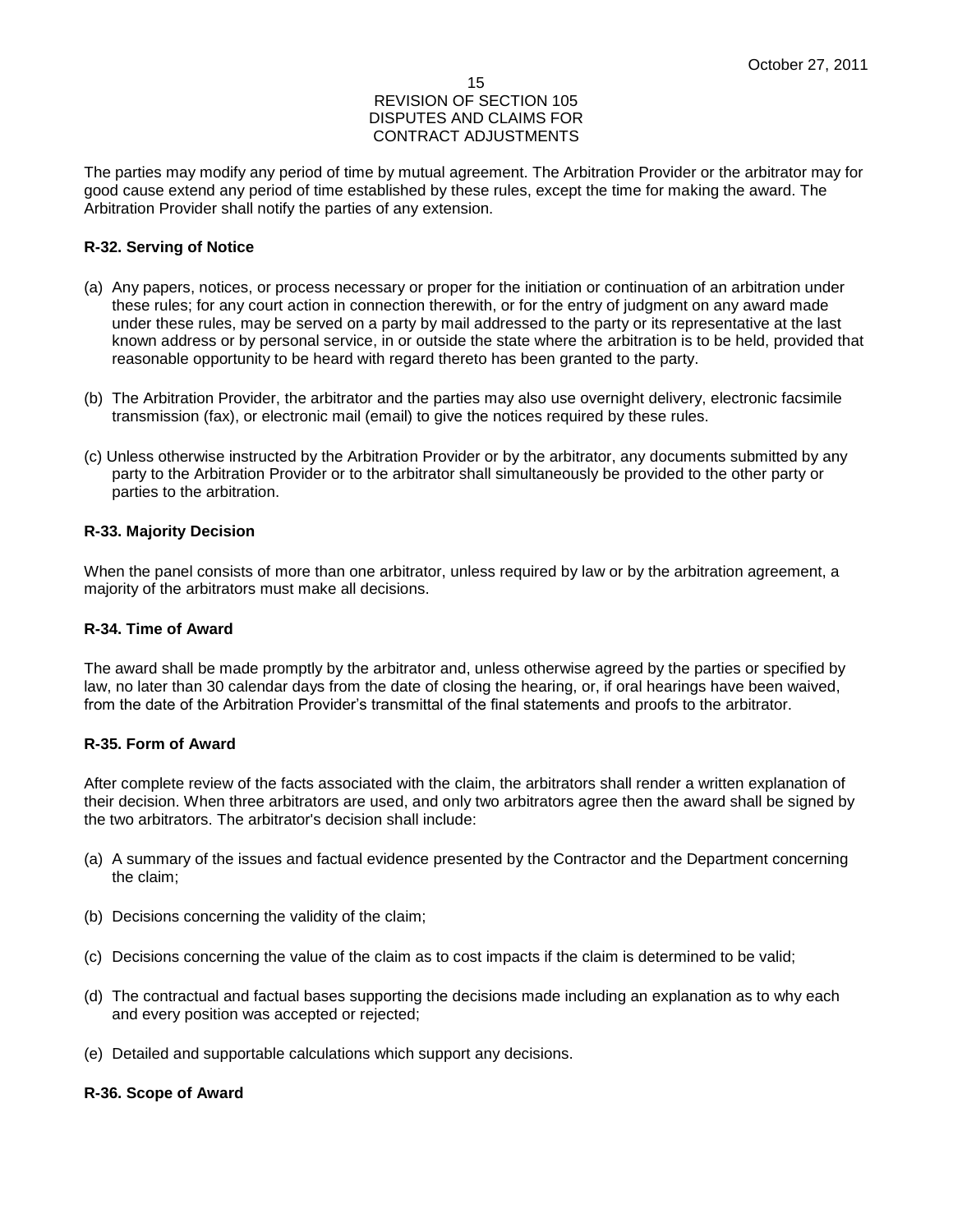The parties may modify any period of time by mutual agreement. The Arbitration Provider or the arbitrator may for good cause extend any period of time established by these rules, except the time for making the award. The Arbitration Provider shall notify the parties of any extension.

**R-32. Serving of Notice**

(a) Any papers, notices, or process necessary or proper for the initiation or continuation of an arbitration under these rules; for any court action in connection therewith, or for the entry of judgment on any award made under these rules, may be served on a party by mail addressed to the party or its representative at the last known address or by personal service, in or outside the state where the arbitration is to be held, provided that reasonable opportunity to be heard with regard thereto has been granted to the party.

(b) The Arbitration Provider, the arbitrator and the parties may also use overnight delivery, electronic facsimile transmission (fax), or electronic mail (email) to give the notices required by these rules.

(c) Unless otherwise instructed by the Arbitration Provider or by the arbitrator, any documents submitted by any party to the Arbitration Provider or to the arbitrator shall simultaneously be provided to the other party or parties to the arbitration.

**R-33. Majority Decision**

When the panel consists of more than one arbitrator, unless required by law or by the arbitration agreement, a majority of the arbitrators must make all decisions.

**R-34. Time of Award**

The award shall be made promptly by the arbitrator and, unless otherwise agreed by the parties or specified by law, no later than 30 calendar days from the date of closing the hearing, or, if oral hearings have been waived, from the date of the Arbitration Provider's transmittal of the final statements and proofs to the arbitrator.

**R-35. Form of Award**

After complete review of the facts associated with the claim, the arbitrators shall render a written explanation of their decision. When three arbitrators are used, and only two arbitrators agree then the award shall be signed by the two arbitrators. The arbitrator's decision shall include:

(a) A summary of the issues and factual evidence presented by the Contractor and the Department concerning the claim;

(b) Decisions concerning the validity of the claim;

(c) Decisions concerning the value of the claim as to cost impacts if the claim is determined to be valid;

(d) The contractual and factual bases supporting the decisions made including an explanation as to why each and every position was accepted or rejected;

(e) Detailed and supportable calculations which support any decisions.

**R-36. Scope of Award**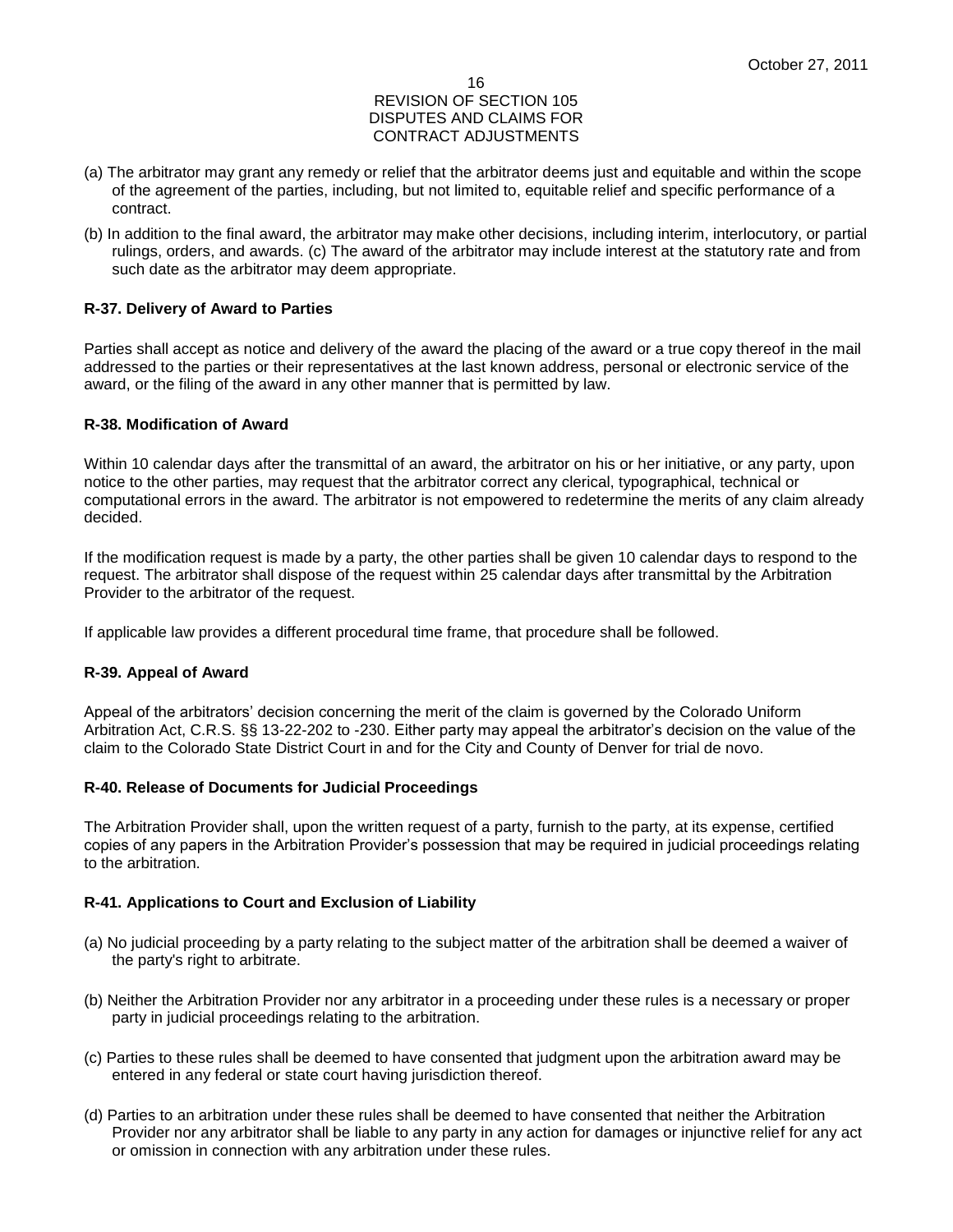(a) The arbitrator may grant any remedy or relief that the arbitrator deems just and equitable and within the scope of the agreement of the parties, including, but not limited to, equitable relief and specific performance of a contract.

(b) In addition to the final award, the arbitrator may make other decisions, including interim, interlocutory, or partial rulings, orders, and awards. (c) The award of the arbitrator may include interest at the statutory rate and from such date as the arbitrator may deem appropriate.

**R-37. Delivery of Award to Parties**

Parties shall accept as notice and delivery of the award the placing of the award or a true copy thereof in the mail addressed to the parties or their representatives at the last known address, personal or electronic service of the award, or the filing of the award in any other manner that is permitted by law.

**R-38. Modification of Award**

Within 10 calendar days after the transmittal of an award, the arbitrator on his or her initiative, or any party, upon notice to the other parties, may request that the arbitrator correct any clerical, typographical, technical or computational errors in the award. The arbitrator is not empowered to redetermine the merits of any claim already decided.

If the modification request is made by a party, the other parties shall be given 10 calendar days to respond to the request. The arbitrator shall dispose of the request within 25 calendar days after transmittal by the Arbitration Provider to the arbitrator of the request.

If applicable law provides a different procedural time frame, that procedure shall be followed.

**R-39. Appeal of Award**

Appeal of the arbitrators' decision concerning the merit of the claim is governed by the Colorado Uniform Arbitration Act, C.R.S. §§ 13-22-202 to -230. Either party may appeal the arbitrator's decision on the value of the claim to the Colorado State District Court in and for the City and County of Denver for trial de novo.

**R-40. Release of Documents for Judicial Proceedings**

The Arbitration Provider shall, upon the written request of a party, furnish to the party, at its expense, certified copies of any papers in the Arbitration Provider's possession that may be required in judicial proceedings relating to the arbitration.

**R-41. Applications to Court and Exclusion of Liability**

(a) No judicial proceeding by a party relating to the subject matter of the arbitration shall be deemed a waiver of the party's right to arbitrate.

(b) Neither the Arbitration Provider nor any arbitrator in a proceeding under these rules is a necessary or proper party in judicial proceedings relating to the arbitration.

(c) Parties to these rules shall be deemed to have consented that judgment upon the arbitration award may be entered in any federal or state court having jurisdiction thereof.

(d) Parties to an arbitration under these rules shall be deemed to have consented that neither the Arbitration Provider nor any arbitrator shall be liable to any party in any action for damages or injunctive relief for any act or omission in connection with any arbitration under these rules.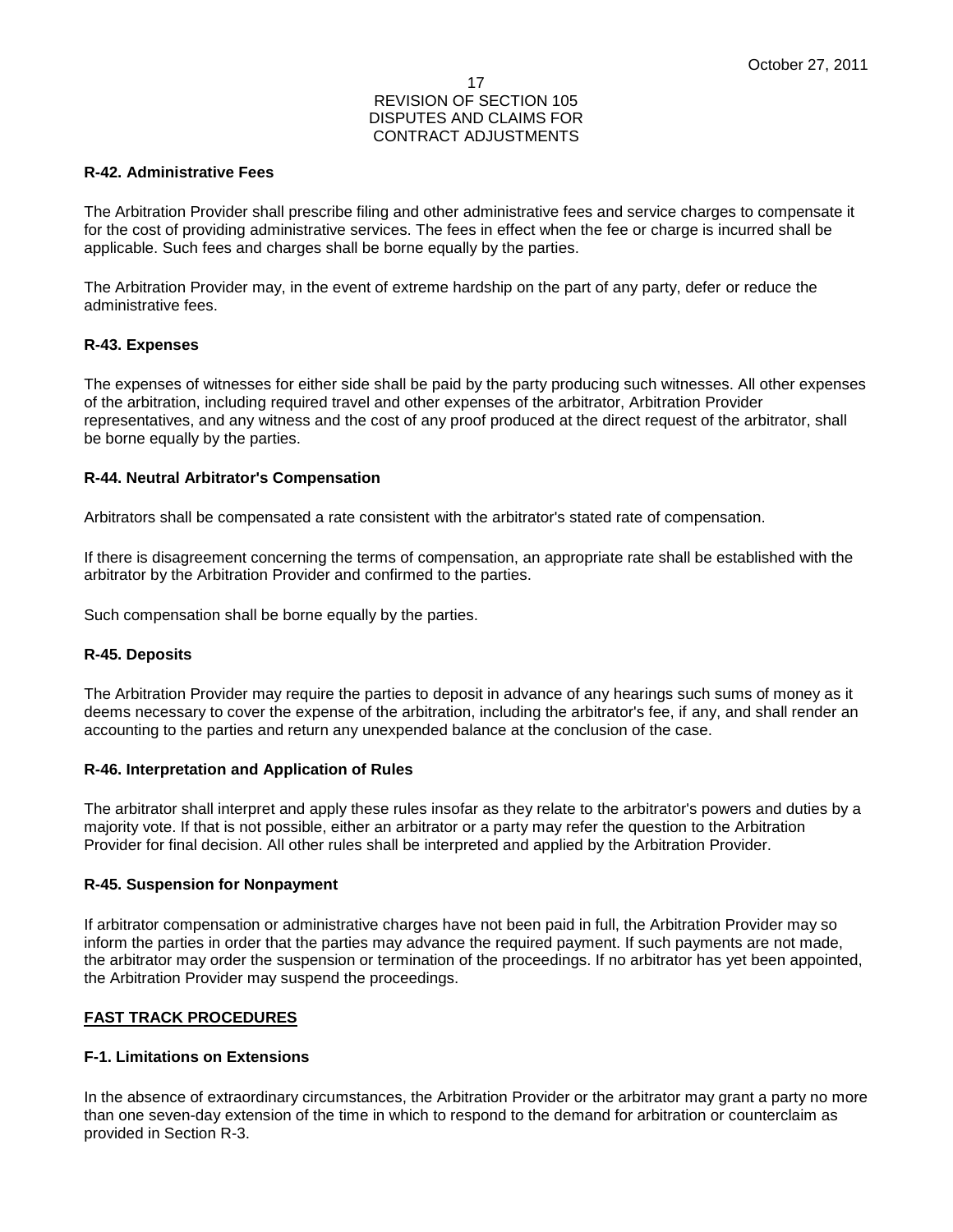**R-42. Administrative Fees**

The Arbitration Provider shall prescribe filing and other administrative fees and service charges to compensate it for the cost of providing administrative services. The fees in effect when the fee or charge is incurred shall be applicable. Such fees and charges shall be borne equally by the parties.

The Arbitration Provider may, in the event of extreme hardship on the part of any party, defer or reduce the administrative fees.

**R-43. Expenses**

The expenses of witnesses for either side shall be paid by the party producing such witnesses. All other expenses of the arbitration, including required travel and other expenses of the arbitrator, Arbitration Provider representatives, and any witness and the cost of any proof produced at the direct request of the arbitrator, shall be borne equally by the parties.

**R-44. Neutral Arbitrator's Compensation**

Arbitrators shall be compensated a rate consistent with the arbitrator's stated rate of compensation.

If there is disagreement concerning the terms of compensation, an appropriate rate shall be established with the arbitrator by the Arbitration Provider and confirmed to the parties.

Such compensation shall be borne equally by the parties.

**R-45. Deposits**

The Arbitration Provider may require the parties to deposit in advance of any hearings such sums of money as it deems necessary to cover the expense of the arbitration, including the arbitrator's fee, if any, and shall render an accounting to the parties and return any unexpended balance at the conclusion of the case.

**R-46. Interpretation and Application of Rules**

The arbitrator shall interpret and apply these rules insofar as they relate to the arbitrator's powers and duties by a majority vote. If that is not possible, either an arbitrator or a party may refer the question to the Arbitration Provider for final decision. All other rules shall be interpreted and applied by the Arbitration Provider.

**R-45. Suspension for Nonpayment**

If arbitrator compensation or administrative charges have not been paid in full, the Arbitration Provider may so inform the parties in order that the parties may advance the required payment. If such payments are not made, the arbitrator may order the suspension or termination of the proceedings. If no arbitrator has yet been appointed, the Arbitration Provider may suspend the proceedings.

**FAST TRACK PROCEDURES**

**F-1. Limitations on Extensions**

In the absence of extraordinary circumstances, the Arbitration Provider or the arbitrator may grant a party no more than one seven-day extension of the time in which to respond to the demand for arbitration or counterclaim as provided in Section R-3.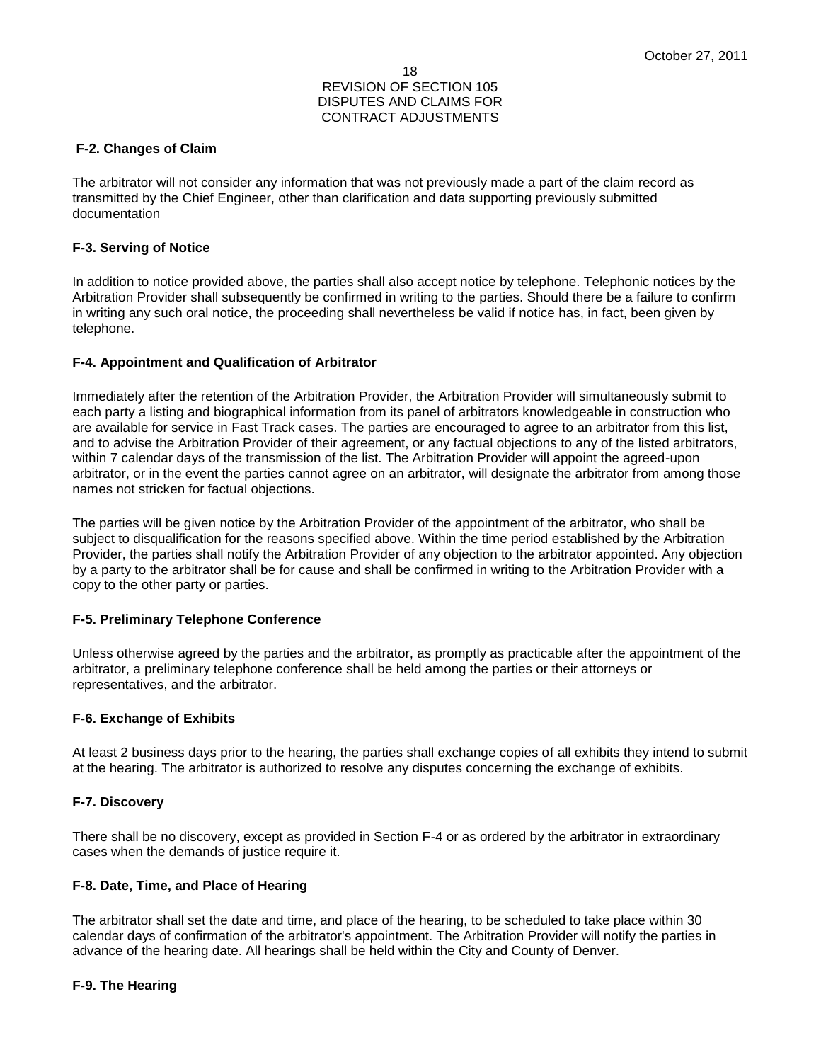### F-2. Changes of Claim

The arbitrator will not consider any information that was not previously made a part of the claim record as transmitted by the Chief Engineer, other than clarification and data supporting previously submitted documentation

### F-3. Serving of Notice

In addition to notice provided above, the parties shall also accept notice by telephone. Telephonic notices by the Arbitration Provider shall subsequently be confirmed in writing to the parties. Should there be a failure to confirm in writing any such oral notice, the proceeding shall nevertheless be valid if notice has, in fact, been given by telephone.

### F-4. Appointment and Qualification of Arbitrator

Immediately after the retention of the Arbitration Provider, the Arbitration Provider will simultaneously submit to each party a listing and biographical information from its panel of arbitrators knowledgeable in construction who are available for service in Fast Track cases. The parties are encouraged to agree to an arbitrator from this list, and to advise the Arbitration Provider of their agreement, or any factual objections to any of the listed arbitrators, within 7 calendar days of the transmission of the list. The Arbitration Provider will appoint the agreed-upon arbitrator, or in the event the parties cannot agree on an arbitrator, will designate the arbitrator from among those names not stricken for factual objections.

The parties will be given notice by the Arbitration Provider of the appointment of the arbitrator, who shall be subject to disqualification for the reasons specified above. Within the time period established by the Arbitration Provider, the parties shall notify the Arbitration Provider of any objection to the arbitrator appointed. Any objection by a party to the arbitrator shall be for cause and shall be confirmed in writing to the Arbitration Provider with a copy to the other party or parties.

### F-5. Preliminary Telephone Conference

Unless otherwise agreed by the parties and the arbitrator, as promptly as practicable after the appointment of the arbitrator, a preliminary telephone conference shall be held among the parties or their attorneys or representatives, and the arbitrator.

### F-6. Exchange of Exhibits

At least 2 business days prior to the hearing, the parties shall exchange copies of all exhibits they intend to submit at the hearing. The arbitrator is authorized to resolve any disputes concerning the exchange of exhibits.

### F-7. Discovery

There shall be no discovery, except as provided in Section F-4 or as ordered by the arbitrator in extraordinary cases when the demands of justice require it.

### F-8. Date, Time, and Place of Hearing

The arbitrator shall set the date and time, and place of the hearing, to be scheduled to take place within 30 calendar days of confirmation of the arbitrator's appointment. The Arbitration Provider will notify the parties in advance of the hearing date. All hearings shall be held within the City and County of Denver.

### F-9. The Hearing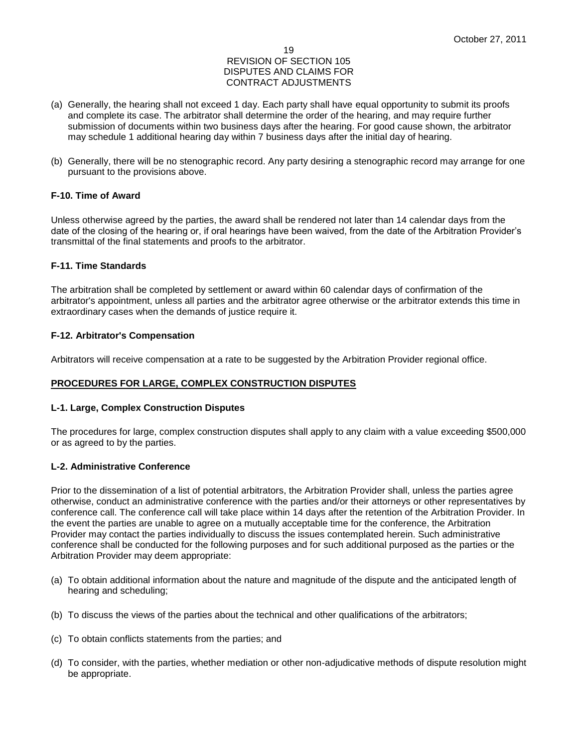(a) Generally, the hearing shall not exceed 1 day. Each party shall have equal opportunity to submit its proofs and complete its case. The arbitrator shall determine the order of the hearing, and may require further submission of documents within two business days after the hearing. For good cause shown, the arbitrator may schedule 1 additional hearing day within 7 business days after the initial day of hearing.

(b) Generally, there will be no stenographic record. Any party desiring a stenographic record may arrange for one pursuant to the provisions above.

**F-10. Time of Award**

Unless otherwise agreed by the parties, the award shall be rendered not later than 14 calendar days from the date of the closing of the hearing or, if oral hearings have been waived, from the date of the Arbitration Provider's transmittal of the final statements and proofs to the arbitrator.

**F-11. Time Standards**

The arbitration shall be completed by settlement or award within 60 calendar days of confirmation of the arbitrator's appointment, unless all parties and the arbitrator agree otherwise or the arbitrator extends this time in extraordinary cases when the demands of justice require it.

**F-12. Arbitrator's Compensation**

Arbitrators will receive compensation at a rate to be suggested by the Arbitration Provider regional office.

**PROCEDURES FOR LARGE, COMPLEX CONSTRUCTION DISPUTES**

**L-1. Large, Complex Construction Disputes**

The procedures for large, complex construction disputes shall apply to any claim with a value exceeding $500,000 or as agreed to by the parties.

**L-2. Administrative Conference**

Prior to the dissemination of a list of potential arbitrators, the Arbitration Provider shall, unless the parties agree otherwise, conduct an administrative conference with the parties and/or their attorneys or other representatives by conference call. The conference call will take place within 14 days after the retention of the Arbitration Provider. In the event the parties are unable to agree on a mutually acceptable time for the conference, the Arbitration Provider may contact the parties individually to discuss the issues contemplated herein. Such administrative conference shall be conducted for the following purposes and for such additional purposed as the parties or the Arbitration Provider may deem appropriate:

(a) To obtain additional information about the nature and magnitude of the dispute and the anticipated length of hearing and scheduling;

(b) To discuss the views of the parties about the technical and other qualifications of the arbitrators;

(c) To obtain conflicts statements from the parties; and

(d) To consider, with the parties, whether mediation or other non-adjudicative methods of dispute resolution might be appropriate.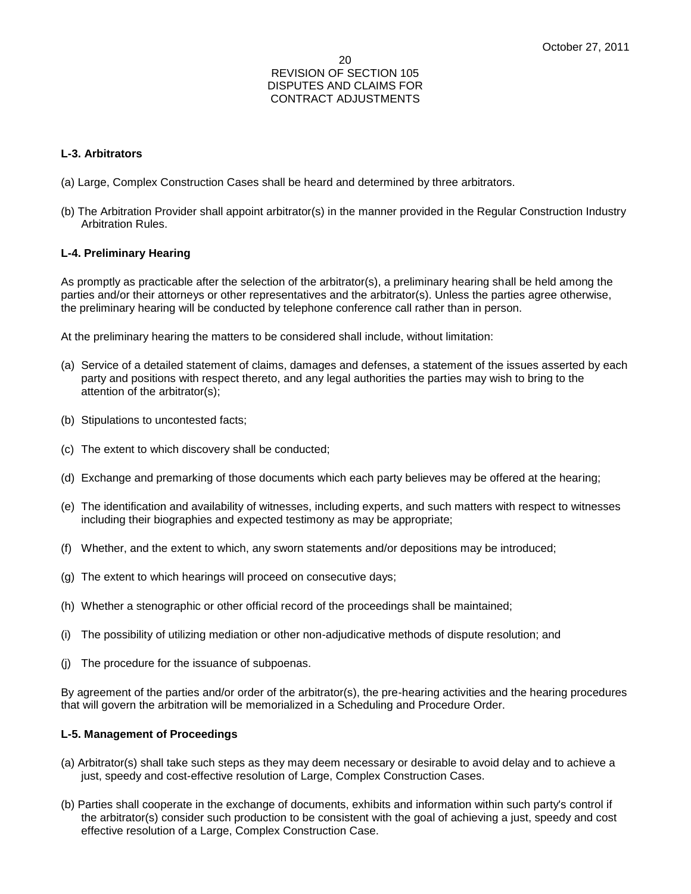### L-3. Arbitrators

(a) Large, Complex Construction Cases shall be heard and determined by three arbitrators.

(b) The Arbitration Provider shall appoint arbitrator(s) in the manner provided in the Regular Construction Industry Arbitration Rules.

### L-4. Preliminary Hearing

As promptly as practicable after the selection of the arbitrator(s), a preliminary hearing shall be held among the parties and/or their attorneys or other representatives and the arbitrator(s). Unless the parties agree otherwise, the preliminary hearing will be conducted by telephone conference call rather than in person.

At the preliminary hearing the matters to be considered shall include, without limitation:

(a) Service of a detailed statement of claims, damages and defenses, a statement of the issues asserted by each party and positions with respect thereto, and any legal authorities the parties may wish to bring to the attention of the arbitrator(s);

(b) Stipulations to uncontested facts;

(c) The extent to which discovery shall be conducted;

(d) Exchange and premarking of those documents which each party believes may be offered at the hearing;

(e) The identification and availability of witnesses, including experts, and such matters with respect to witnesses including their biographies and expected testimony as may be appropriate;

(f) Whether, and the extent to which, any sworn statements and/or depositions may be introduced;

(g) The extent to which hearings will proceed on consecutive days;

(h) Whether a stenographic or other official record of the proceedings shall be maintained;

(i) The possibility of utilizing mediation or other non-adjudicative methods of dispute resolution; and

(j) The procedure for the issuance of subpoenas.

By agreement of the parties and/or order of the arbitrator(s), the pre-hearing activities and the hearing procedures that will govern the arbitration will be memorialized in a Scheduling and Procedure Order.

### L-5. Management of Proceedings

(a) Arbitrator(s) shall take such steps as they may deem necessary or desirable to avoid delay and to achieve a just, speedy and cost-effective resolution of Large, Complex Construction Cases.

(b) Parties shall cooperate in the exchange of documents, exhibits and information within such party's control if the arbitrator(s) consider such production to be consistent with the goal of achieving a just, speedy and cost effective resolution of a Large, Complex Construction Case.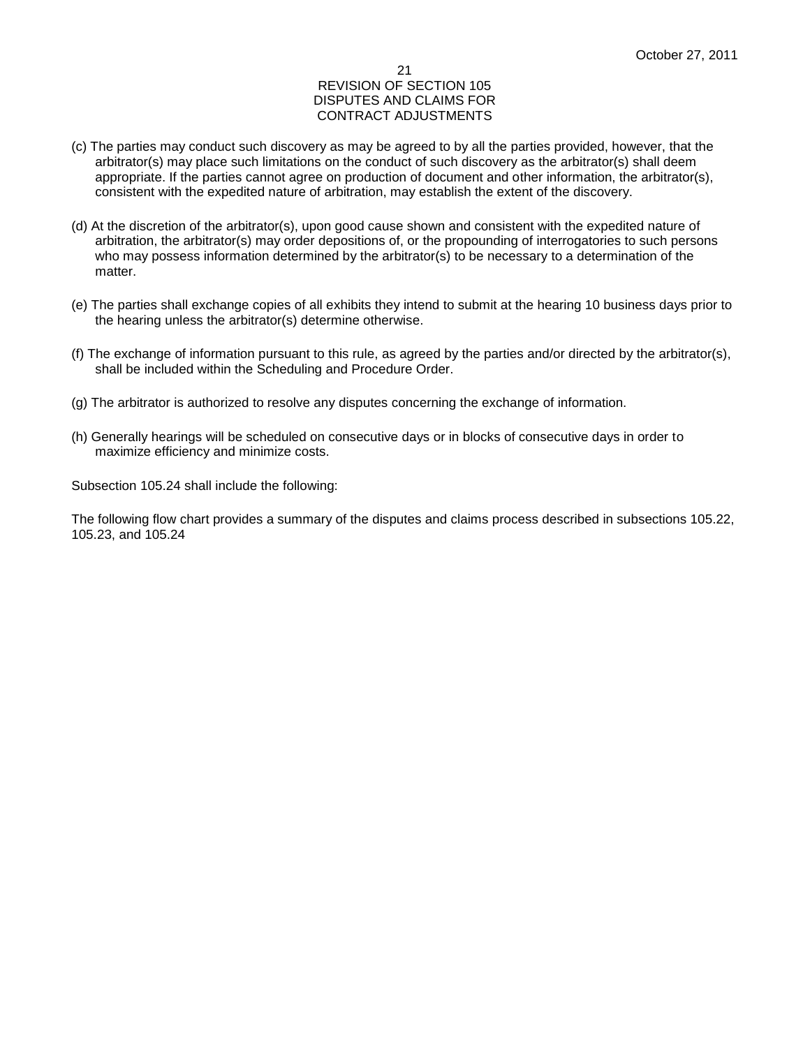(c) The parties may conduct such discovery as may be agreed to by all the parties provided, however, that the arbitrator(s) may place such limitations on the conduct of such discovery as the arbitrator(s) shall deem appropriate. If the parties cannot agree on production of document and other information, the arbitrator(s), consistent with the expedited nature of arbitration, may establish the extent of the discovery.

(d) At the discretion of the arbitrator(s), upon good cause shown and consistent with the expedited nature of arbitration, the arbitrator(s) may order depositions of, or the propounding of interrogatories to such persons who may possess information determined by the arbitrator(s) to be necessary to a determination of the matter.

(e) The parties shall exchange copies of all exhibits they intend to submit at the hearing 10 business days prior to the hearing unless the arbitrator(s) determine otherwise.

(f) The exchange of information pursuant to this rule, as agreed by the parties and/or directed by the arbitrator(s), shall be included within the Scheduling and Procedure Order.

(g) The arbitrator is authorized to resolve any disputes concerning the exchange of information.

(h) Generally hearings will be scheduled on consecutive days or in blocks of consecutive days in order to maximize efficiency and minimize costs.

Subsection 105.24 shall include the following:

The following flow chart provides a summary of the disputes and claims process described in subsections 105.22, 105.23, and 105.24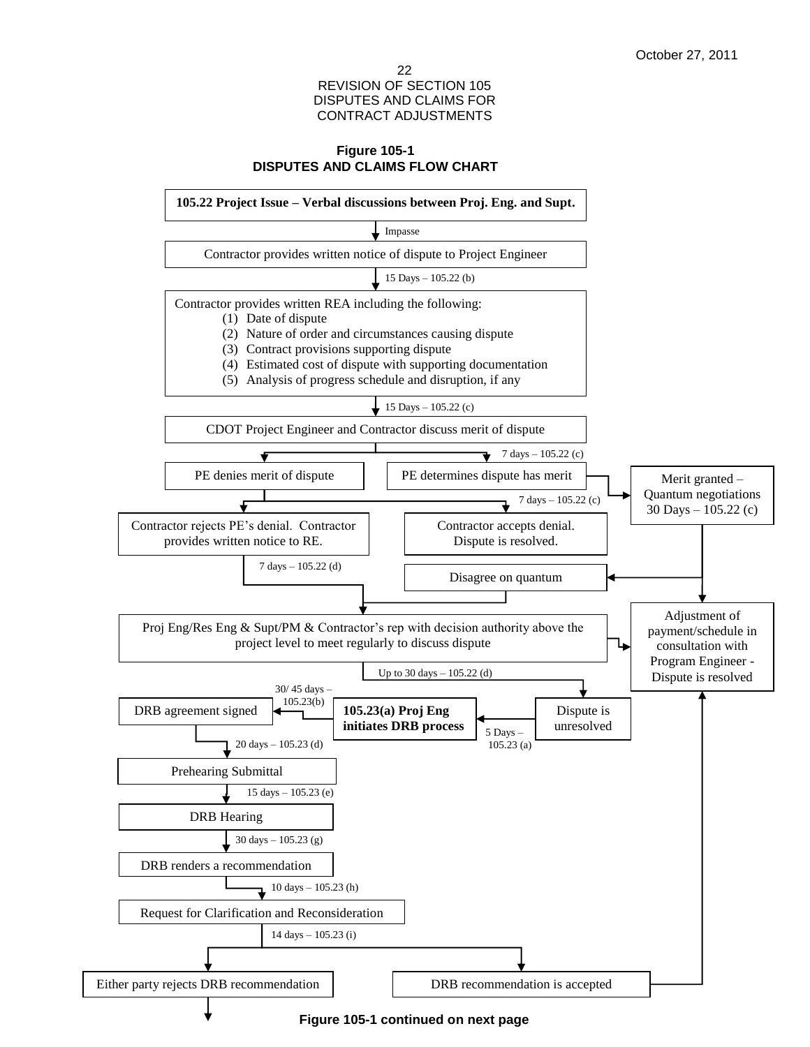# REVISION OF SECTION 105
# DISPUTES AND CLAIMS FOR CONTRACT ADJUSTMENTS

**Figure 105-1**
**DISPUTES AND CLAIMS FLOW CHART**

**105.22 Project Issue – Verbal discussions between Proj. Eng. and Supt.**

↓ Impasse

Contractor provides written notice of dispute to Project Engineer

↓ 15 Days – 105.22 (b)

Contractor provides written REA including the following:

1. Date of dispute
2. Nature of order and circumstances causing dispute
3. Contract provisions supporting dispute
4. Estimated cost of dispute with supporting documentation
5. Analysis of progress schedule and disruption, if any

↓ 15 Days – 105.22 (c)

CDOT Project Engineer and Contractor discuss merit of dispute

↓ 7 days – 105.22 (c)

- PE denies merit of dispute
  - ↓ 7 days – 105.22 (c)
  - Contractor rejects PE's denial. Contractor provides written notice to RE.
    - ↓ 7 days – 105.22 (d) → Proj Eng/Res Eng & Supt/PM & Contractor's rep with decision authority above the project level to meet regularly to discuss dispute
  - Contractor accepts denial. Dispute is resolved.
- PE determines dispute has merit
  - → Merit granted – Quantum negotiations 30 Days – 105.22 (c)
    - → Adjustment of payment/schedule in consultation with Program Engineer - Dispute is resolved
    - → Disagree on quantum → Proj Eng/Res Eng & Supt/PM & Contractor's rep with decision authority above the project level to meet regularly to discuss dispute

Proj Eng/Res Eng & Supt/PM & Contractor's rep with decision authority above the project level to meet regularly to discuss dispute

- → Adjustment of payment/schedule in consultation with Program Engineer - Dispute is resolved
- ↓ Up to 30 days – 105.22 (d) → Dispute is unresolved

Dispute is unresolved

↓ 5 Days – 105.23 (a)

**105.23(a) Proj Eng initiates DRB process**

↓ 30/ 45 days – 105.23(b)

DRB agreement signed

↓ 20 days – 105.23 (d)

Prehearing Submittal

↓ 15 days – 105.23 (e)

DRB Hearing

↓ 30 days – 105.23 (g)

DRB renders a recommendation

↓ 10 days – 105.23 (h)

Request for Clarification and Reconsideration

↓ 14 days – 105.23 (i)

- Either party rejects DRB recommendation ↓
- DRB recommendation is accepted → Adjustment of payment/schedule in consultation with Program Engineer - Dispute is resolved

**Figure 105-1 continued on next page**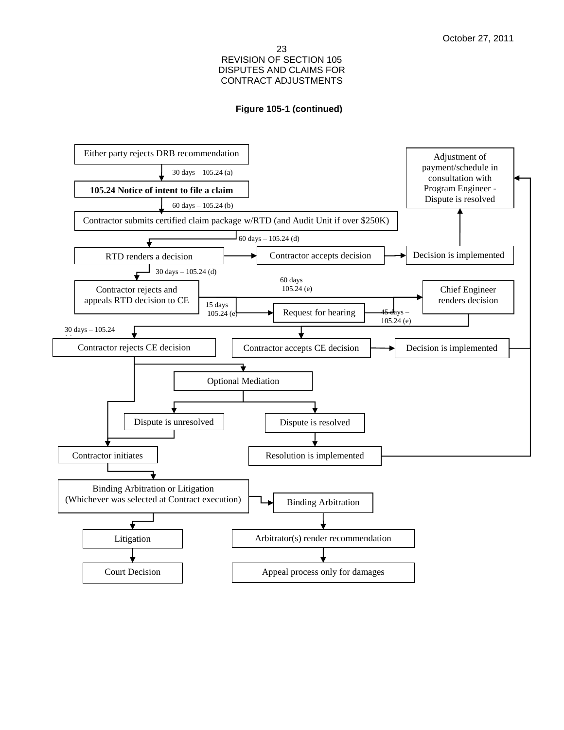October 27, 2011

REVISION OF SECTION 105
DISPUTES AND CLAIMS FOR
CONTRACT ADJUSTMENTS

**Figure 105-1 (continued)**

Either party rejects DRB recommendation

30 days – 105.24 (a)

**105.24 Notice of intent to file a claim**

60 days – 105.24 (b)

Contractor submits certified claim package w/RTD (and Audit Unit if over $250K)

60 days – 105.24 (d)

RTD renders a decision

Contractor accepts decision

Decision is implemented

Adjustment of payment/schedule in consultation with Program Engineer - Dispute is resolved

30 days – 105.24 (d)

Contractor rejects and appeals RTD decision to CE

60 days 105.24 (e)

Chief Engineer renders decision

15 days 105.24 (e)

Request for hearing

45 days – 105.24 (e)

30 days – 105.24

Contractor rejects CE decision

Contractor accepts CE decision

Decision is implemented

Optional Mediation

Dispute is unresolved

Dispute is resolved

Contractor initiates

Resolution is implemented

Binding Arbitration or Litigation (Whichever was selected at Contract execution)

Binding Arbitration

Litigation

Arbitrator(s) render recommendation

Court Decision

Appeal process only for damages